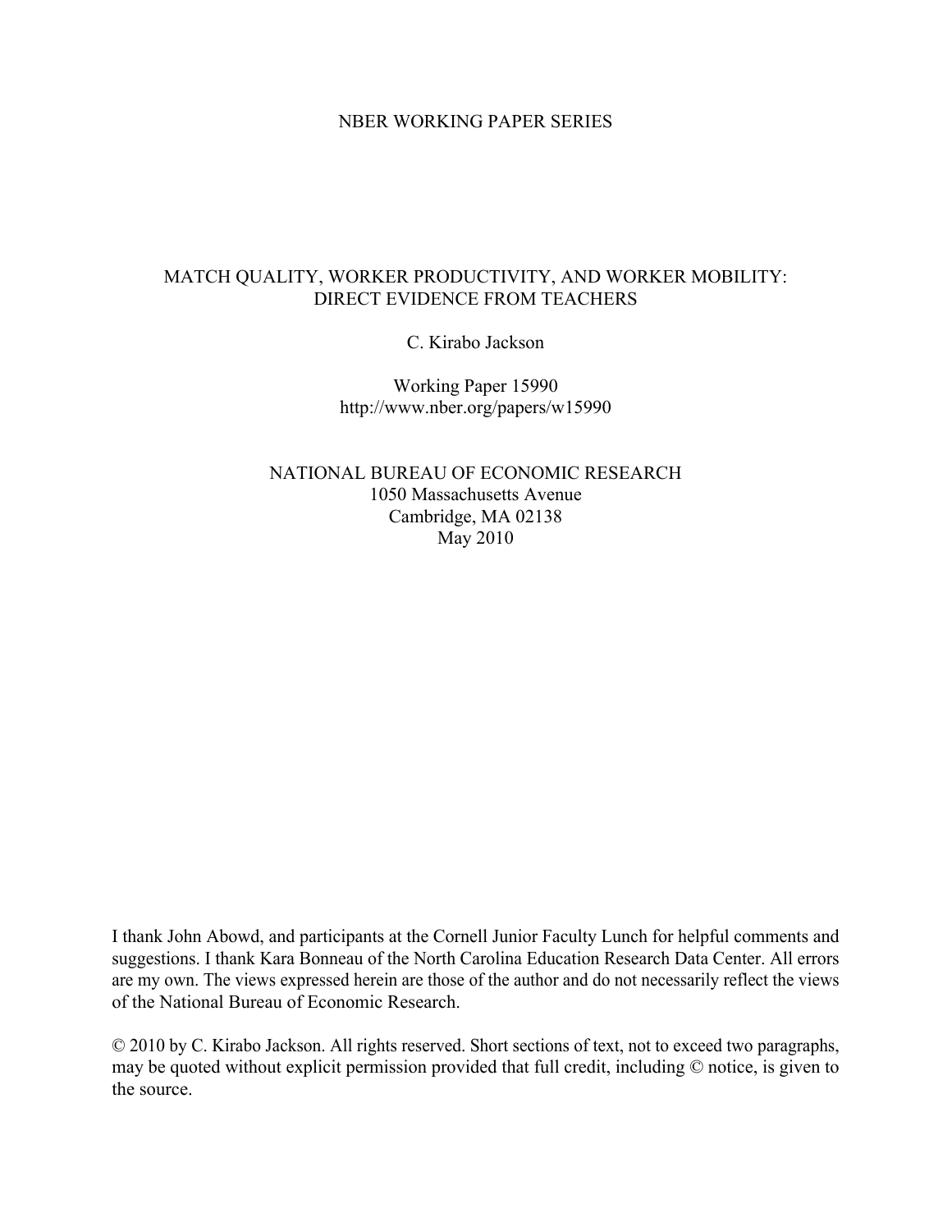NBER WORKING PAPER SERIES

# MATCH QUALITY, WORKER PRODUCTIVITY, AND WORKER MOBILITY: DIRECT EVIDENCE FROM TEACHERS

C. Kirabo Jackson

Working Paper 15990
http://www.nber.org/papers/w15990

NATIONAL BUREAU OF ECONOMIC RESEARCH
1050 Massachusetts Avenue
Cambridge, MA 02138
May 2010

I thank John Abowd, and participants at the Cornell Junior Faculty Lunch for helpful comments and suggestions. I thank Kara Bonneau of the North Carolina Education Research Data Center. All errors are my own. The views expressed herein are those of the author and do not necessarily reflect the views of the National Bureau of Economic Research.

© 2010 by C. Kirabo Jackson. All rights reserved. Short sections of text, not to exceed two paragraphs, may be quoted without explicit permission provided that full credit, including © notice, is given to the source.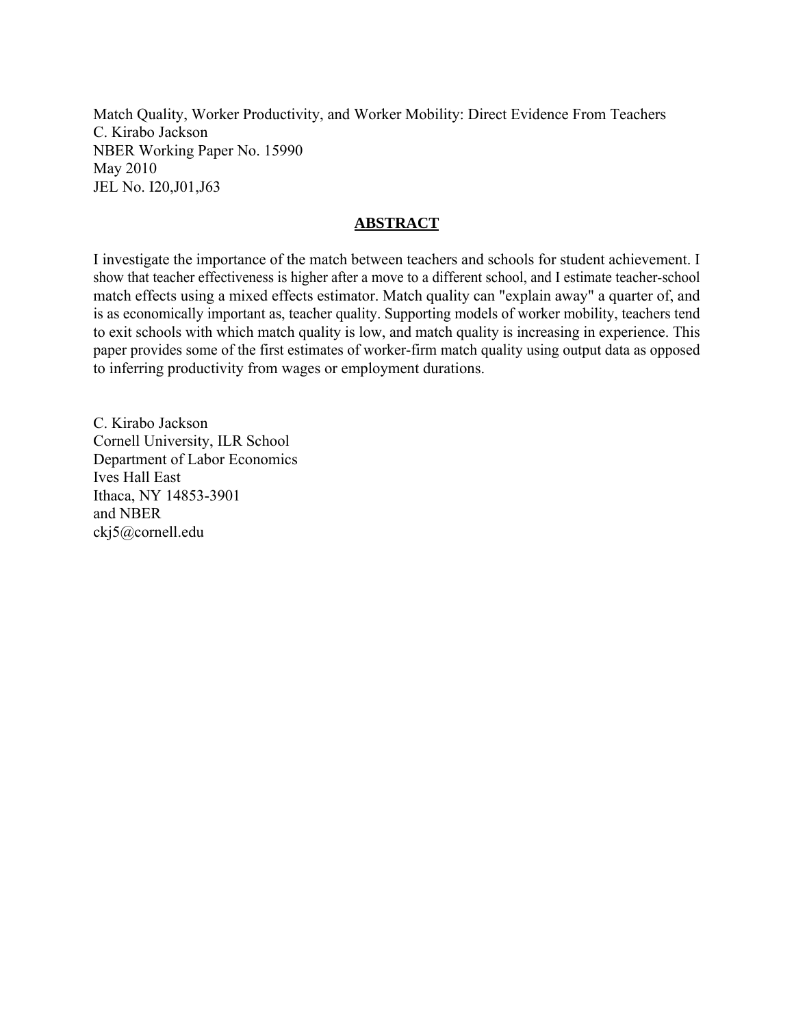Match Quality, Worker Productivity, and Worker Mobility: Direct Evidence From Teachers
C. Kirabo Jackson
NBER Working Paper No. 15990
May 2010
JEL No. I20,J01,J63

## ABSTRACT

I investigate the importance of the match between teachers and schools for student achievement. I show that teacher effectiveness is higher after a move to a different school, and I estimate teacher-school match effects using a mixed effects estimator. Match quality can "explain away" a quarter of, and is as economically important as, teacher quality. Supporting models of worker mobility, teachers tend to exit schools with which match quality is low, and match quality is increasing in experience. This paper provides some of the first estimates of worker-firm match quality using output data as opposed to inferring productivity from wages or employment durations.

C. Kirabo Jackson
Cornell University, ILR School
Department of Labor Economics
Ives Hall East
Ithaca, NY 14853-3901
and NBER
ckj5@cornell.edu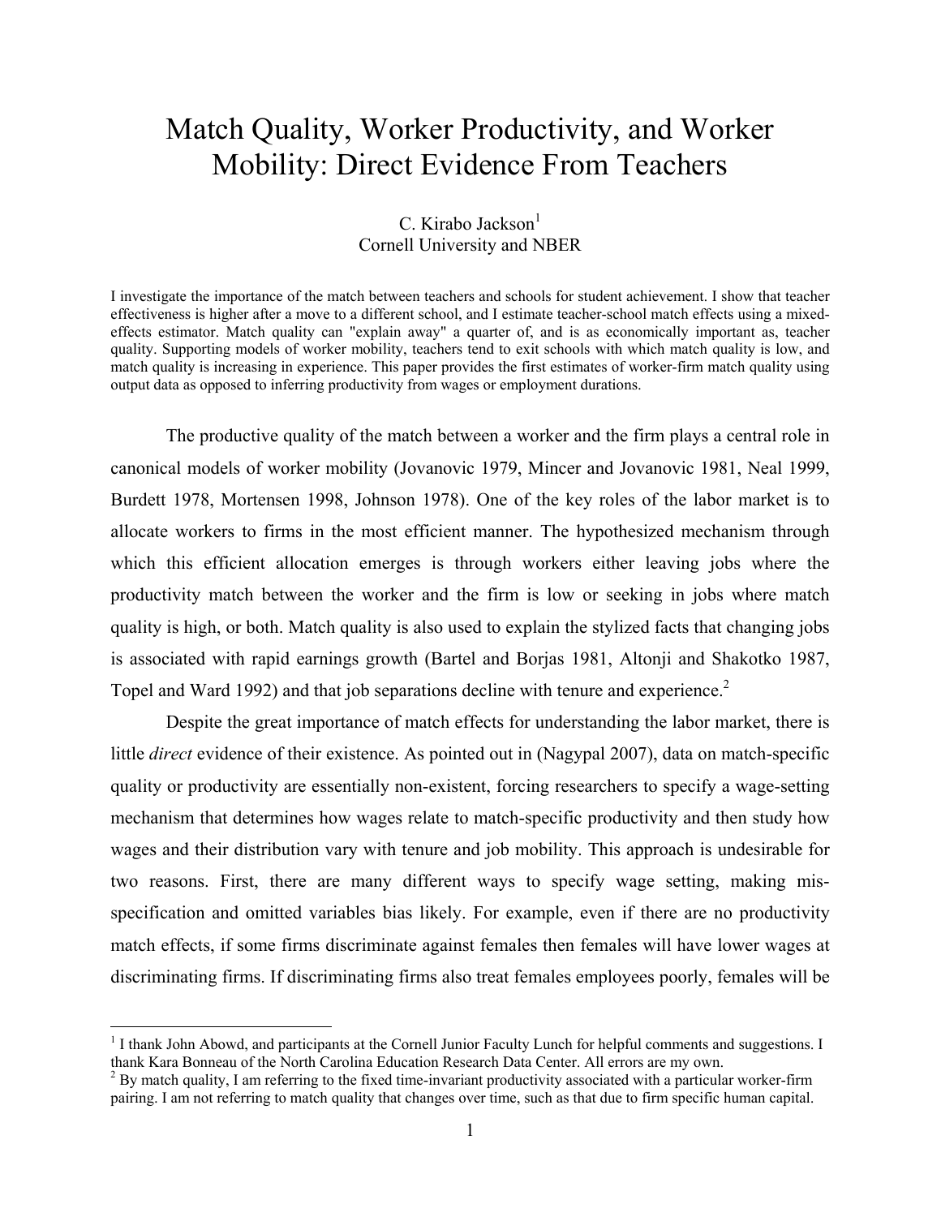# Match Quality, Worker Productivity, and Worker Mobility: Direct Evidence From Teachers

C. Kirabo Jackson[1]
Cornell University and NBER

I investigate the importance of the match between teachers and schools for student achievement. I show that teacher effectiveness is higher after a move to a different school, and I estimate teacher-school match effects using a mixed-effects estimator. Match quality can "explain away" a quarter of, and is as economically important as, teacher quality. Supporting models of worker mobility, teachers tend to exit schools with which match quality is low, and match quality is increasing in experience. This paper provides the first estimates of worker-firm match quality using output data as opposed to inferring productivity from wages or employment durations.

The productive quality of the match between a worker and the firm plays a central role in canonical models of worker mobility (Jovanovic 1979, Mincer and Jovanovic 1981, Neal 1999, Burdett 1978, Mortensen 1998, Johnson 1978). One of the key roles of the labor market is to allocate workers to firms in the most efficient manner. The hypothesized mechanism through which this efficient allocation emerges is through workers either leaving jobs where the productivity match between the worker and the firm is low or seeking in jobs where match quality is high, or both. Match quality is also used to explain the stylized facts that changing jobs is associated with rapid earnings growth (Bartel and Borjas 1981, Altonji and Shakotko 1987, Topel and Ward 1992) and that job separations decline with tenure and experience.[2]

Despite the great importance of match effects for understanding the labor market, there is little *direct* evidence of their existence. As pointed out in (Nagypal 2007), data on match-specific quality or productivity are essentially non-existent, forcing researchers to specify a wage-setting mechanism that determines how wages relate to match-specific productivity and then study how wages and their distribution vary with tenure and job mobility. This approach is undesirable for two reasons. First, there are many different ways to specify wage setting, making mis-specification and omitted variables bias likely. For example, even if there are no productivity match effects, if some firms discriminate against females then females will have lower wages at discriminating firms. If discriminating firms also treat females employees poorly, females will be

[1] I thank John Abowd, and participants at the Cornell Junior Faculty Lunch for helpful comments and suggestions. I thank Kara Bonneau of the North Carolina Education Research Data Center. All errors are my own.

[2] By match quality, I am referring to the fixed time-invariant productivity associated with a particular worker-firm pairing. I am not referring to match quality that changes over time, such as that due to firm specific human capital.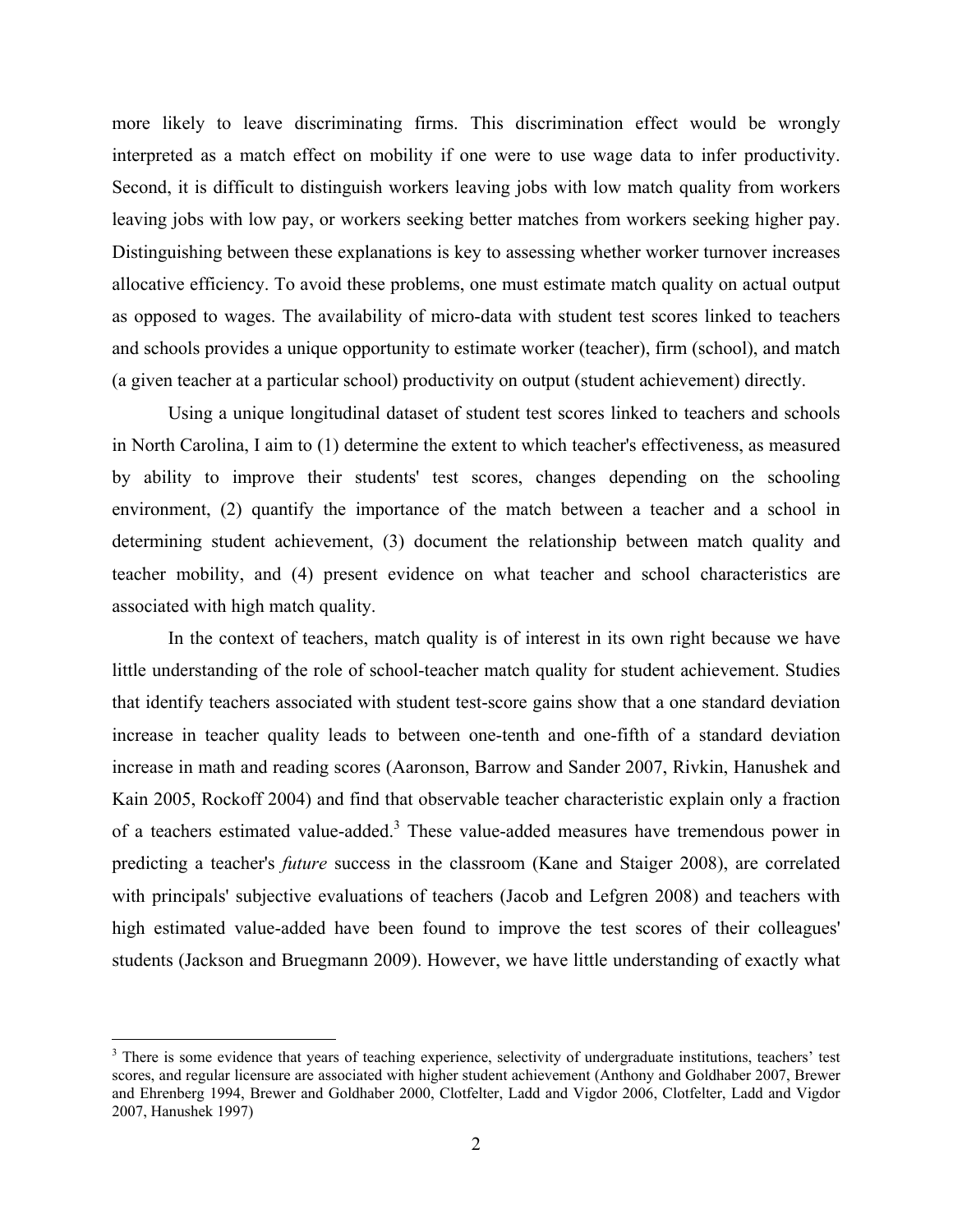more likely to leave discriminating firms. This discrimination effect would be wrongly interpreted as a match effect on mobility if one were to use wage data to infer productivity. Second, it is difficult to distinguish workers leaving jobs with low match quality from workers leaving jobs with low pay, or workers seeking better matches from workers seeking higher pay. Distinguishing between these explanations is key to assessing whether worker turnover increases allocative efficiency. To avoid these problems, one must estimate match quality on actual output as opposed to wages. The availability of micro-data with student test scores linked to teachers and schools provides a unique opportunity to estimate worker (teacher), firm (school), and match (a given teacher at a particular school) productivity on output (student achievement) directly.

Using a unique longitudinal dataset of student test scores linked to teachers and schools in North Carolina, I aim to (1) determine the extent to which teacher's effectiveness, as measured by ability to improve their students' test scores, changes depending on the schooling environment, (2) quantify the importance of the match between a teacher and a school in determining student achievement, (3) document the relationship between match quality and teacher mobility, and (4) present evidence on what teacher and school characteristics are associated with high match quality.

In the context of teachers, match quality is of interest in its own right because we have little understanding of the role of school-teacher match quality for student achievement. Studies that identify teachers associated with student test-score gains show that a one standard deviation increase in teacher quality leads to between one-tenth and one-fifth of a standard deviation increase in math and reading scores (Aaronson, Barrow and Sander 2007, Rivkin, Hanushek and Kain 2005, Rockoff 2004) and find that observable teacher characteristic explain only a fraction of a teachers estimated value-added.[3] These value-added measures have tremendous power in predicting a teacher's *future* success in the classroom (Kane and Staiger 2008), are correlated with principals' subjective evaluations of teachers (Jacob and Lefgren 2008) and teachers with high estimated value-added have been found to improve the test scores of their colleagues' students (Jackson and Bruegmann 2009). However, we have little understanding of exactly what

[3] There is some evidence that years of teaching experience, selectivity of undergraduate institutions, teachers' test scores, and regular licensure are associated with higher student achievement (Anthony and Goldhaber 2007, Brewer and Ehrenberg 1994, Brewer and Goldhaber 2000, Clotfelter, Ladd and Vigdor 2006, Clotfelter, Ladd and Vigdor 2007, Hanushek 1997)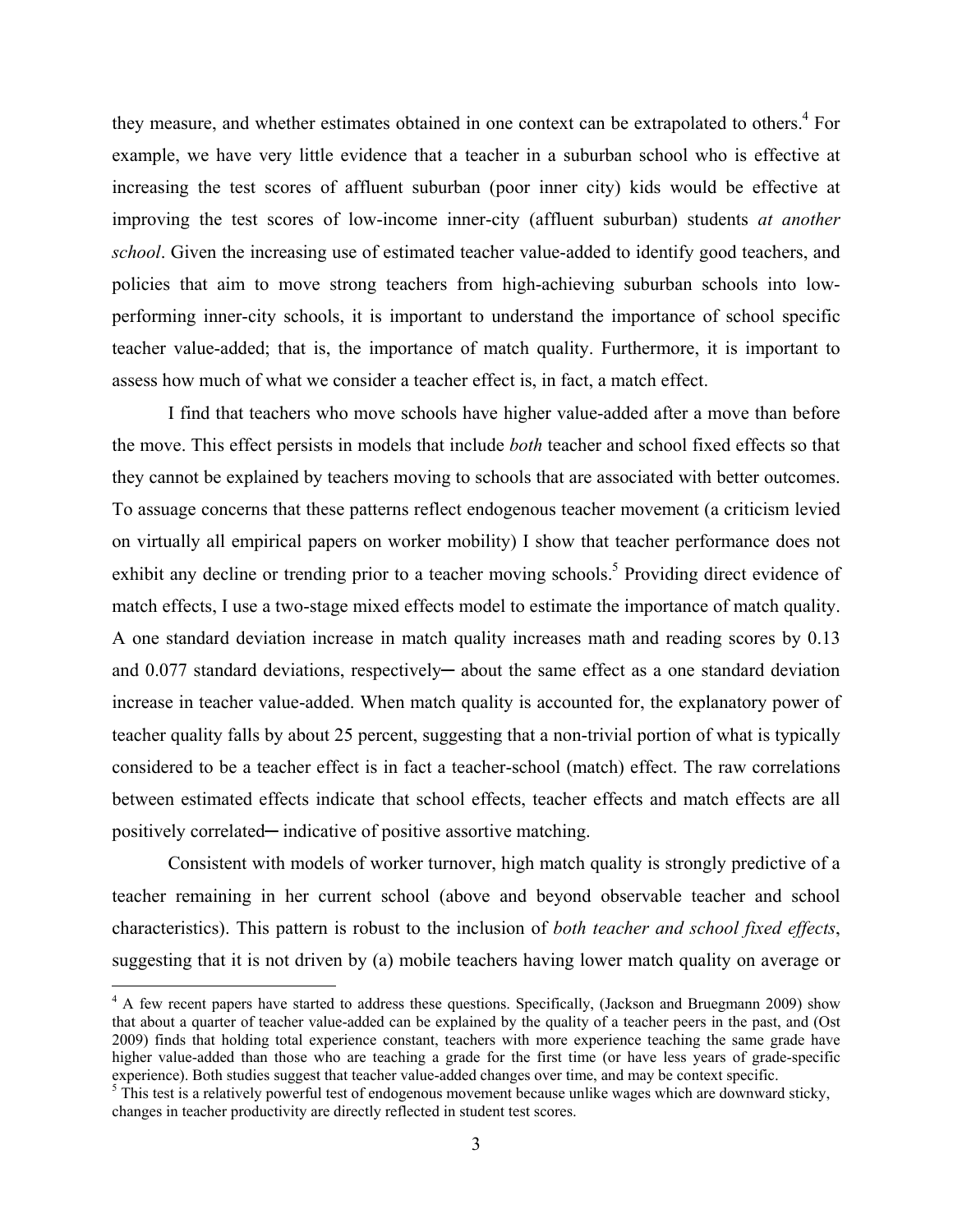they measure, and whether estimates obtained in one context can be extrapolated to others.[4] For example, we have very little evidence that a teacher in a suburban school who is effective at increasing the test scores of affluent suburban (poor inner city) kids would be effective at improving the test scores of low-income inner-city (affluent suburban) students *at another school*. Given the increasing use of estimated teacher value-added to identify good teachers, and policies that aim to move strong teachers from high-achieving suburban schools into low-performing inner-city schools, it is important to understand the importance of school specific teacher value-added; that is, the importance of match quality. Furthermore, it is important to assess how much of what we consider a teacher effect is, in fact, a match effect.

I find that teachers who move schools have higher value-added after a move than before the move. This effect persists in models that include *both* teacher and school fixed effects so that they cannot be explained by teachers moving to schools that are associated with better outcomes. To assuage concerns that these patterns reflect endogenous teacher movement (a criticism levied on virtually all empirical papers on worker mobility) I show that teacher performance does not exhibit any decline or trending prior to a teacher moving schools.[5] Providing direct evidence of match effects, I use a two-stage mixed effects model to estimate the importance of match quality. A one standard deviation increase in match quality increases math and reading scores by 0.13 and 0.077 standard deviations, respectively─ about the same effect as a one standard deviation increase in teacher value-added. When match quality is accounted for, the explanatory power of teacher quality falls by about 25 percent, suggesting that a non-trivial portion of what is typically considered to be a teacher effect is in fact a teacher-school (match) effect. The raw correlations between estimated effects indicate that school effects, teacher effects and match effects are all positively correlated─ indicative of positive assortive matching.

Consistent with models of worker turnover, high match quality is strongly predictive of a teacher remaining in her current school (above and beyond observable teacher and school characteristics). This pattern is robust to the inclusion of *both teacher and school fixed effects*, suggesting that it is not driven by (a) mobile teachers having lower match quality on average or

---

[4] A few recent papers have started to address these questions. Specifically, (Jackson and Bruegmann 2009) show that about a quarter of teacher value-added can be explained by the quality of a teacher peers in the past, and (Ost 2009) finds that holding total experience constant, teachers with more experience teaching the same grade have higher value-added than those who are teaching a grade for the first time (or have less years of grade-specific experience). Both studies suggest that teacher value-added changes over time, and may be context specific.

[5] This test is a relatively powerful test of endogenous movement because unlike wages which are downward sticky, changes in teacher productivity are directly reflected in student test scores.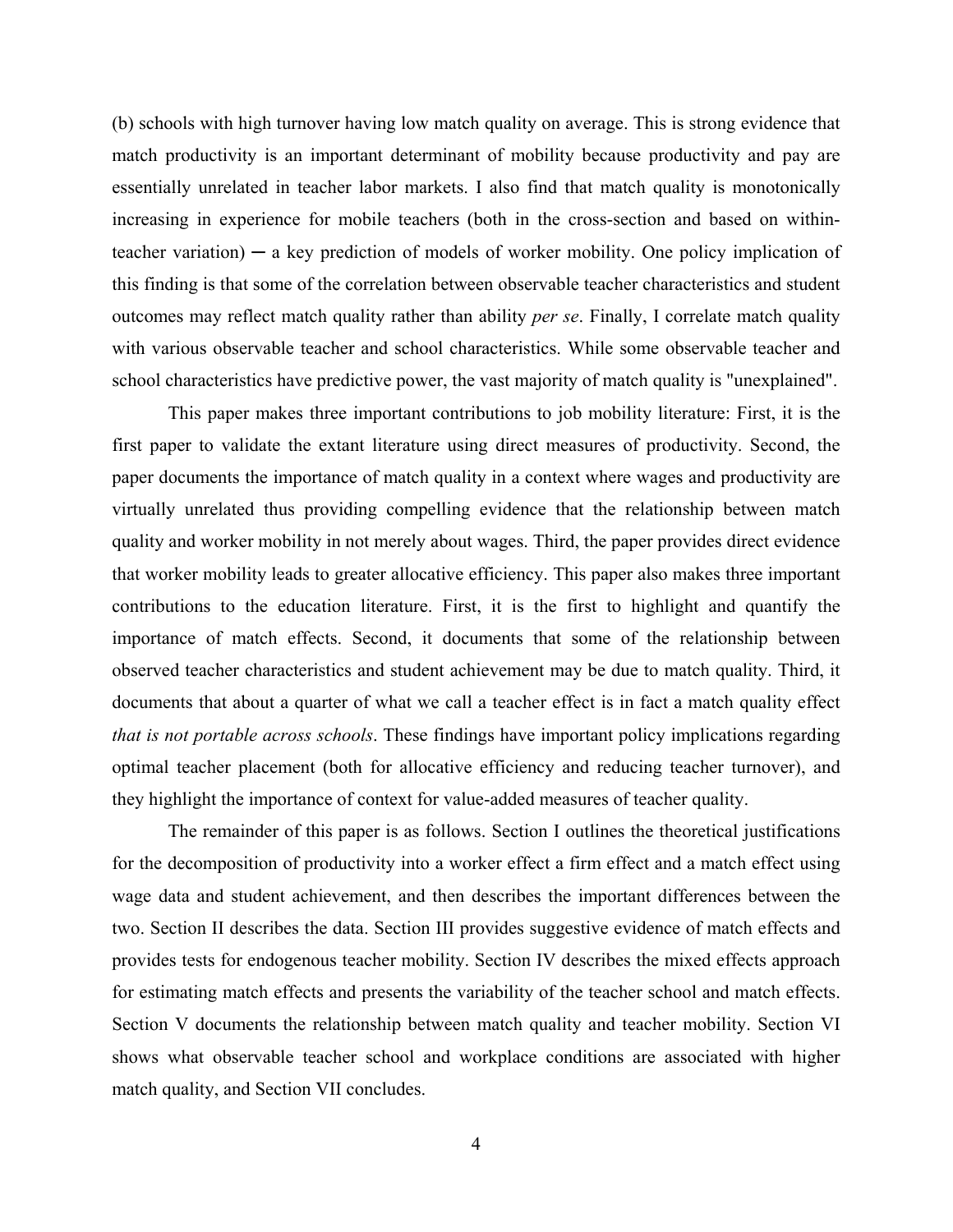(b) schools with high turnover having low match quality on average. This is strong evidence that match productivity is an important determinant of mobility because productivity and pay are essentially unrelated in teacher labor markets. I also find that match quality is monotonically increasing in experience for mobile teachers (both in the cross-section and based on within-teacher variation) ─ a key prediction of models of worker mobility. One policy implication of this finding is that some of the correlation between observable teacher characteristics and student outcomes may reflect match quality rather than ability *per se*. Finally, I correlate match quality with various observable teacher and school characteristics. While some observable teacher and school characteristics have predictive power, the vast majority of match quality is "unexplained".

This paper makes three important contributions to job mobility literature: First, it is the first paper to validate the extant literature using direct measures of productivity. Second, the paper documents the importance of match quality in a context where wages and productivity are virtually unrelated thus providing compelling evidence that the relationship between match quality and worker mobility in not merely about wages. Third, the paper provides direct evidence that worker mobility leads to greater allocative efficiency. This paper also makes three important contributions to the education literature. First, it is the first to highlight and quantify the importance of match effects. Second, it documents that some of the relationship between observed teacher characteristics and student achievement may be due to match quality. Third, it documents that about a quarter of what we call a teacher effect is in fact a match quality effect *that is not portable across schools*. These findings have important policy implications regarding optimal teacher placement (both for allocative efficiency and reducing teacher turnover), and they highlight the importance of context for value-added measures of teacher quality.

The remainder of this paper is as follows. Section I outlines the theoretical justifications for the decomposition of productivity into a worker effect a firm effect and a match effect using wage data and student achievement, and then describes the important differences between the two. Section II describes the data. Section III provides suggestive evidence of match effects and provides tests for endogenous teacher mobility. Section IV describes the mixed effects approach for estimating match effects and presents the variability of the teacher school and match effects. Section V documents the relationship between match quality and teacher mobility. Section VI shows what observable teacher school and workplace conditions are associated with higher match quality, and Section VII concludes.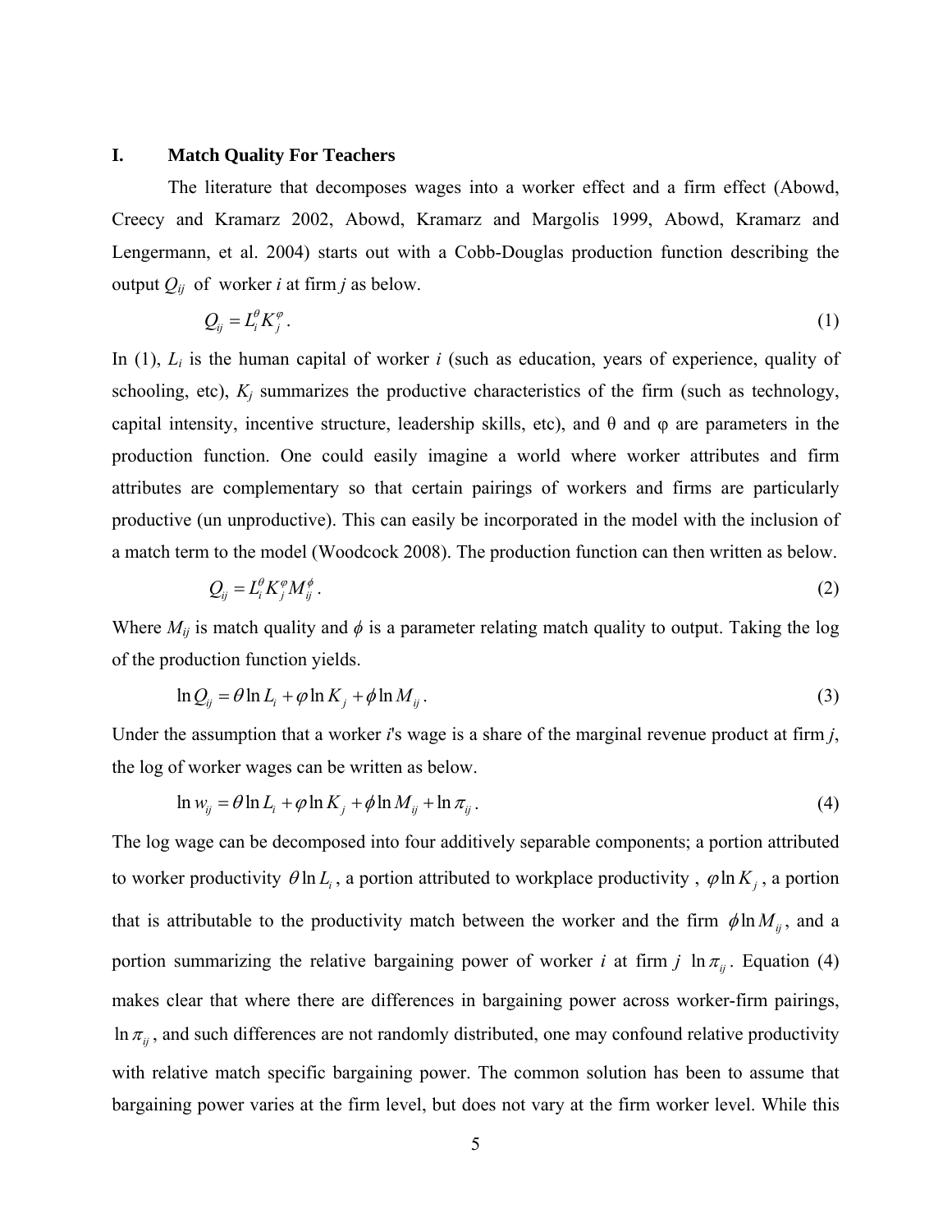## I. Match Quality For Teachers

The literature that decomposes wages into a worker effect and a firm effect (Abowd, Creecy and Kramarz 2002, Abowd, Kramarz and Margolis 1999, Abowd, Kramarz and Lengermann, et al. 2004) starts out with a Cobb-Douglas production function describing the output $Q_{ij}$ of worker *i* at firm *j* as below.

$$Q_{ij} = L_i^{\theta} K_j^{\varphi} . \tag{1}$$

In (1), $L_i$ is the human capital of worker *i* (such as education, years of experience, quality of schooling, etc), $K_j$ summarizes the productive characteristics of the firm (such as technology, capital intensity, incentive structure, leadership skills, etc), and θ and φ are parameters in the production function. One could easily imagine a world where worker attributes and firm attributes are complementary so that certain pairings of workers and firms are particularly productive (un unproductive). This can easily be incorporated in the model with the inclusion of a match term to the model (Woodcock 2008). The production function can then written as below.

$$Q_{ij} = L_i^{\theta} K_j^{\varphi} M_{ij}^{\phi} . \tag{2}$$

Where $M_{ij}$ is match quality and $\phi$ is a parameter relating match quality to output. Taking the log of the production function yields.

$$\ln Q_{ij} = \theta \ln L_i + \varphi \ln K_j + \phi \ln M_{ij} . \tag{3}$$

Under the assumption that a worker *i*'s wage is a share of the marginal revenue product at firm *j*, the log of worker wages can be written as below.

$$\ln w_{ij} = \theta \ln L_i + \varphi \ln K_j + \phi \ln M_{ij} + \ln \pi_{ij} . \tag{4}$$

The log wage can be decomposed into four additively separable components; a portion attributed to worker productivity $\theta \ln L_i$, a portion attributed to workplace productivity , $\varphi \ln K_j$, a portion that is attributable to the productivity match between the worker and the firm $\phi \ln M_{ij}$, and a portion summarizing the relative bargaining power of worker *i* at firm *j* $\ln \pi_{ij}$. Equation (4) makes clear that where there are differences in bargaining power across worker-firm pairings, $\ln \pi_{ij}$, and such differences are not randomly distributed, one may confound relative productivity with relative match specific bargaining power. The common solution has been to assume that bargaining power varies at the firm level, but does not vary at the firm worker level. While this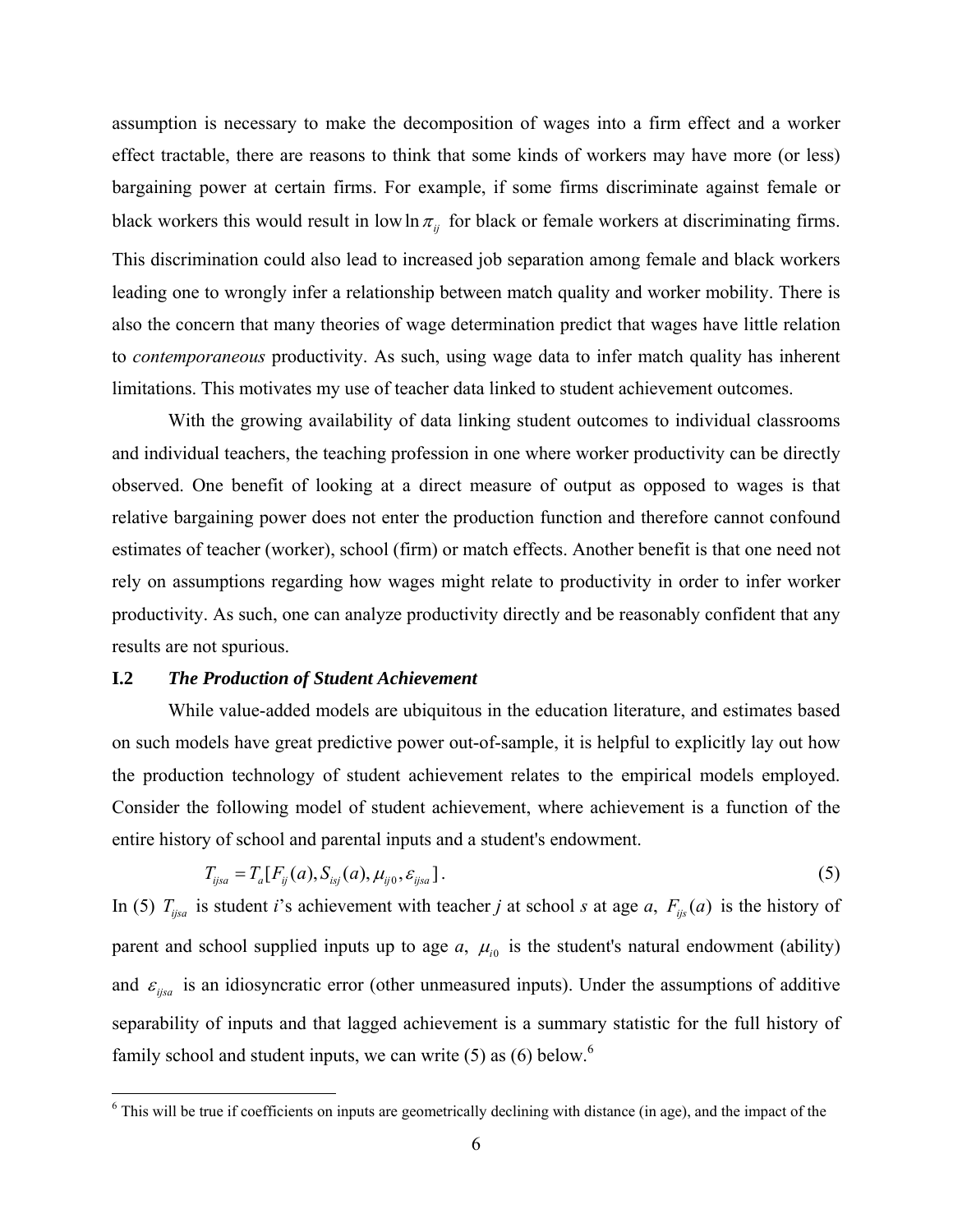assumption is necessary to make the decomposition of wages into a firm effect and a worker effect tractable, there are reasons to think that some kinds of workers may have more (or less) bargaining power at certain firms. For example, if some firms discriminate against female or black workers this would result in low $\ln \pi_{ij}$ for black or female workers at discriminating firms. This discrimination could also lead to increased job separation among female and black workers leading one to wrongly infer a relationship between match quality and worker mobility. There is also the concern that many theories of wage determination predict that wages have little relation to *contemporaneous* productivity. As such, using wage data to infer match quality has inherent limitations. This motivates my use of teacher data linked to student achievement outcomes.

With the growing availability of data linking student outcomes to individual classrooms and individual teachers, the teaching profession in one where worker productivity can be directly observed. One benefit of looking at a direct measure of output as opposed to wages is that relative bargaining power does not enter the production function and therefore cannot confound estimates of teacher (worker), school (firm) or match effects. Another benefit is that one need not rely on assumptions regarding how wages might relate to productivity in order to infer worker productivity. As such, one can analyze productivity directly and be reasonably confident that any results are not spurious.

### I.2 *The Production of Student Achievement*

While value-added models are ubiquitous in the education literature, and estimates based on such models have great predictive power out-of-sample, it is helpful to explicitly lay out how the production technology of student achievement relates to the empirical models employed. Consider the following model of student achievement, where achievement is a function of the entire history of school and parental inputs and a student's endowment.

$$T_{ijsa} = T_a[F_{ij}(a), S_{isj}(a), \mu_{ij0}, \varepsilon_{ijsa}]. \tag{5}$$

In (5) $T_{ijsa}$ is student *i*'s achievement with teacher *j* at school *s* at age *a*, $F_{ijs}(a)$ is the history of parent and school supplied inputs up to age *a*, $\mu_{i0}$ is the student's natural endowment (ability) and $\varepsilon_{ijsa}$ is an idiosyncratic error (other unmeasured inputs). Under the assumptions of additive separability of inputs and that lagged achievement is a summary statistic for the full history of family school and student inputs, we can write (5) as (6) below.[6]

[6] This will be true if coefficients on inputs are geometrically declining with distance (in age), and the impact of the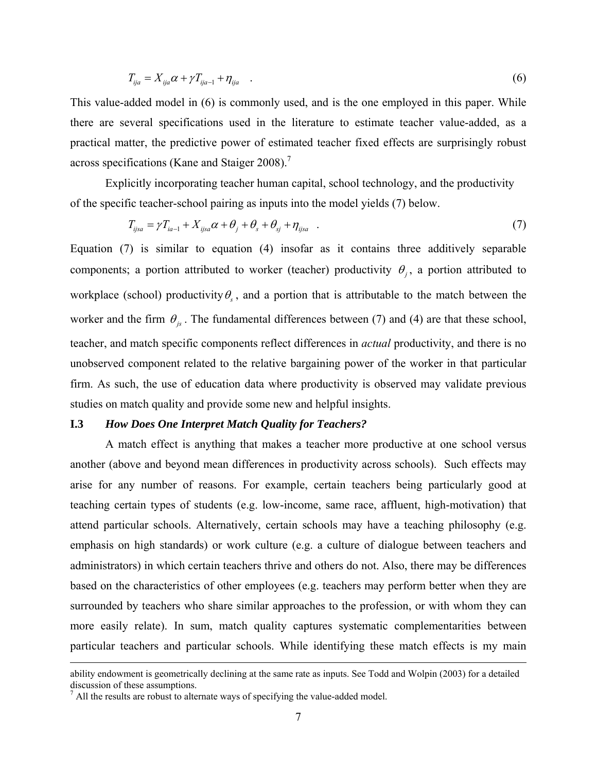$$T_{ija} = X_{ija}\alpha + \gamma T_{ija-1} + \eta_{ija} \quad . \tag{6}$$

This value-added model in (6) is commonly used, and is the one employed in this paper. While there are several specifications used in the literature to estimate teacher value-added, as a practical matter, the predictive power of estimated teacher fixed effects are surprisingly robust across specifications (Kane and Staiger 2008).[7]

Explicitly incorporating teacher human capital, school technology, and the productivity of the specific teacher-school pairing as inputs into the model yields (7) below.

$$T_{ijsa} = \gamma T_{ia-1} + X_{ijsa}\alpha + \theta_j + \theta_s + \theta_{sj} + \eta_{ijsa} \quad . \tag{7}$$

Equation (7) is similar to equation (4) insofar as it contains three additively separable components; a portion attributed to worker (teacher) productivity $\theta_j$, a portion attributed to workplace (school) productivity $\theta_s$, and a portion that is attributable to the match between the worker and the firm $\theta_{js}$. The fundamental differences between (7) and (4) are that these school, teacher, and match specific components reflect differences in *actual* productivity, and there is no unobserved component related to the relative bargaining power of the worker in that particular firm. As such, the use of education data where productivity is observed may validate previous studies on match quality and provide some new and helpful insights.

### I.3 *How Does One Interpret Match Quality for Teachers?*

A match effect is anything that makes a teacher more productive at one school versus another (above and beyond mean differences in productivity across schools). Such effects may arise for any number of reasons. For example, certain teachers being particularly good at teaching certain types of students (e.g. low-income, same race, affluent, high-motivation) that attend particular schools. Alternatively, certain schools may have a teaching philosophy (e.g. emphasis on high standards) or work culture (e.g. a culture of dialogue between teachers and administrators) in which certain teachers thrive and others do not. Also, there may be differences based on the characteristics of other employees (e.g. teachers may perform better when they are surrounded by teachers who share similar approaches to the profession, or with whom they can more easily relate). In sum, match quality captures systematic complementarities between particular teachers and particular schools. While identifying these match effects is my main

ability endowment is geometrically declining at the same rate as inputs. See Todd and Wolpin (2003) for a detailed discussion of these assumptions.

[7] All the results are robust to alternate ways of specifying the value-added model.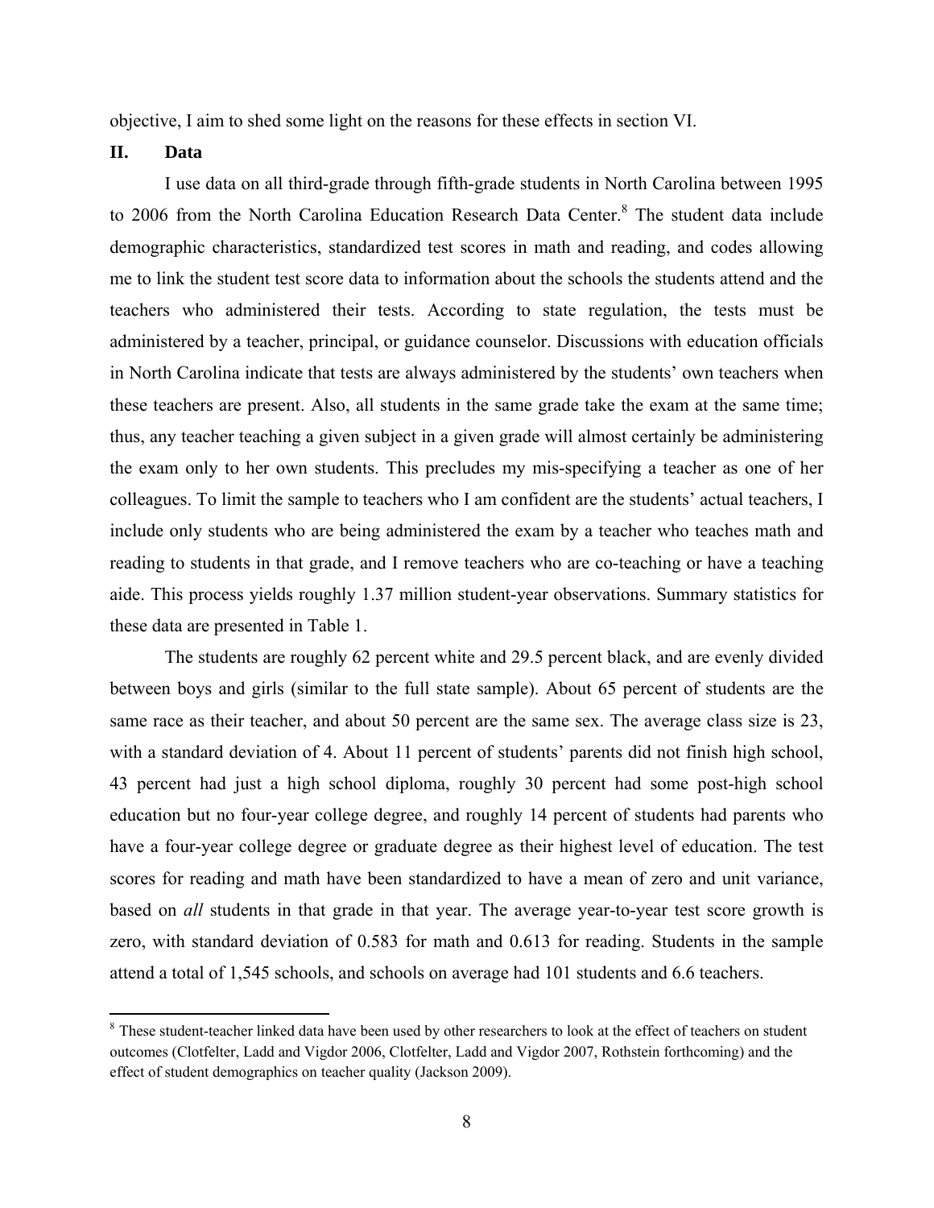objective, I aim to shed some light on the reasons for these effects in section VI.

## II. Data

I use data on all third-grade through fifth-grade students in North Carolina between 1995 to 2006 from the North Carolina Education Research Data Center.[8] The student data include demographic characteristics, standardized test scores in math and reading, and codes allowing me to link the student test score data to information about the schools the students attend and the teachers who administered their tests. According to state regulation, the tests must be administered by a teacher, principal, or guidance counselor. Discussions with education officials in North Carolina indicate that tests are always administered by the students' own teachers when these teachers are present. Also, all students in the same grade take the exam at the same time; thus, any teacher teaching a given subject in a given grade will almost certainly be administering the exam only to her own students. This precludes my mis-specifying a teacher as one of her colleagues. To limit the sample to teachers who I am confident are the students' actual teachers, I include only students who are being administered the exam by a teacher who teaches math and reading to students in that grade, and I remove teachers who are co-teaching or have a teaching aide. This process yields roughly 1.37 million student-year observations. Summary statistics for these data are presented in Table 1.

The students are roughly 62 percent white and 29.5 percent black, and are evenly divided between boys and girls (similar to the full state sample). About 65 percent of students are the same race as their teacher, and about 50 percent are the same sex. The average class size is 23, with a standard deviation of 4. About 11 percent of students' parents did not finish high school, 43 percent had just a high school diploma, roughly 30 percent had some post-high school education but no four-year college degree, and roughly 14 percent of students had parents who have a four-year college degree or graduate degree as their highest level of education. The test scores for reading and math have been standardized to have a mean of zero and unit variance, based on *all* students in that grade in that year. The average year-to-year test score growth is zero, with standard deviation of 0.583 for math and 0.613 for reading. Students in the sample attend a total of 1,545 schools, and schools on average had 101 students and 6.6 teachers.

[8] These student-teacher linked data have been used by other researchers to look at the effect of teachers on student outcomes (Clotfelter, Ladd and Vigdor 2006, Clotfelter, Ladd and Vigdor 2007, Rothstein forthcoming) and the effect of student demographics on teacher quality (Jackson 2009).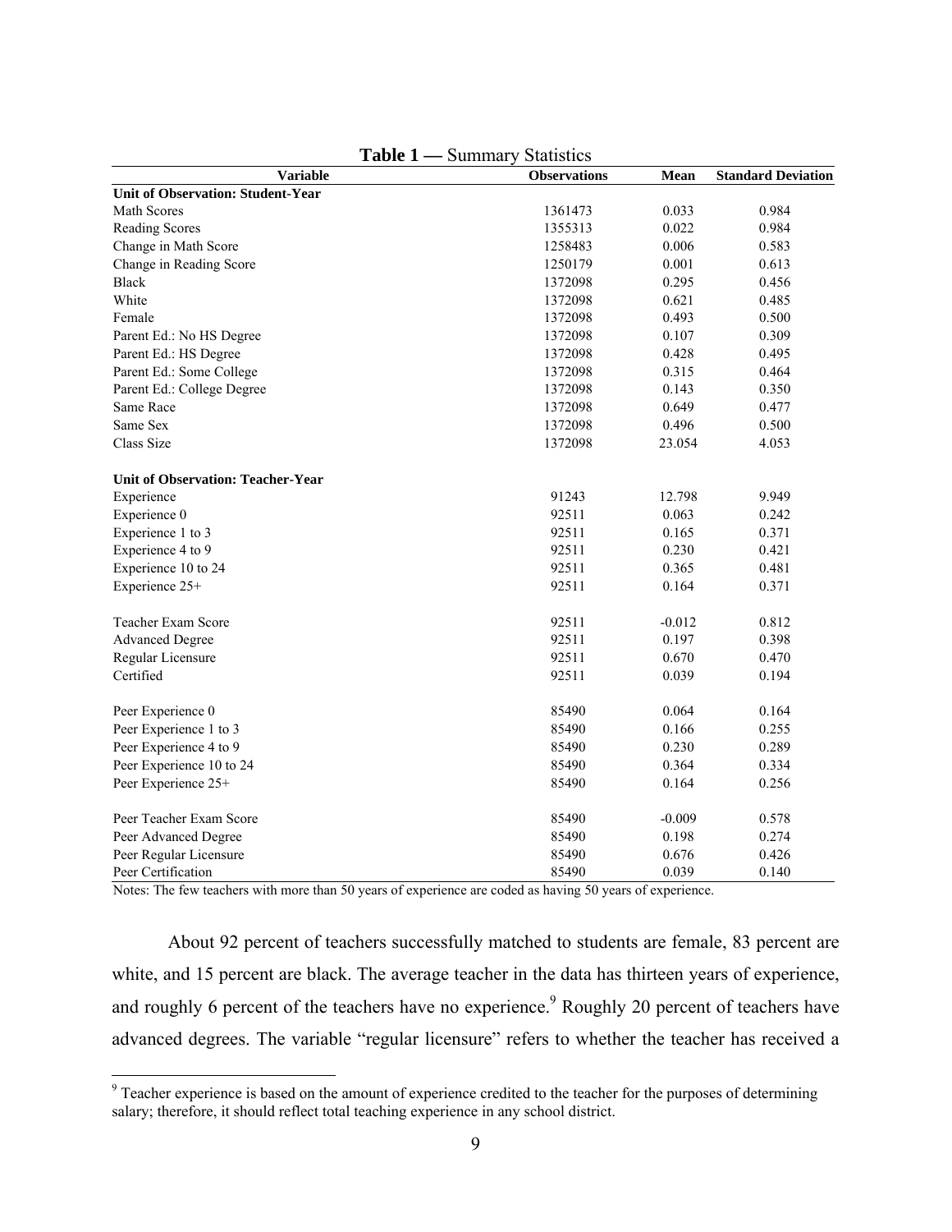**Table 1 —** Summary Statistics

| Variable | Observations | Mean | Standard Deviation |
|---|---|---|---|
| **Unit of Observation: Student-Year** | | | |
| Math Scores | 1361473 | 0.033 | 0.984 |
| Reading Scores | 1355313 | 0.022 | 0.984 |
| Change in Math Score | 1258483 | 0.006 | 0.583 |
| Change in Reading Score | 1250179 | 0.001 | 0.613 |
| Black | 1372098 | 0.295 | 0.456 |
| White | 1372098 | 0.621 | 0.485 |
| Female | 1372098 | 0.493 | 0.500 |
| Parent Ed.: No HS Degree | 1372098 | 0.107 | 0.309 |
| Parent Ed.: HS Degree | 1372098 | 0.428 | 0.495 |
| Parent Ed.: Some College | 1372098 | 0.315 | 0.464 |
| Parent Ed.: College Degree | 1372098 | 0.143 | 0.350 |
| Same Race | 1372098 | 0.649 | 0.477 |
| Same Sex | 1372098 | 0.496 | 0.500 |
| Class Size | 1372098 | 23.054 | 4.053 |
| | | | |
| **Unit of Observation: Teacher-Year** | | | |
| Experience | 91243 | 12.798 | 9.949 |
| Experience 0 | 92511 | 0.063 | 0.242 |
| Experience 1 to 3 | 92511 | 0.165 | 0.371 |
| Experience 4 to 9 | 92511 | 0.230 | 0.421 |
| Experience 10 to 24 | 92511 | 0.365 | 0.481 |
| Experience 25+ | 92511 | 0.164 | 0.371 |
| | | | |
| Teacher Exam Score | 92511 | -0.012 | 0.812 |
| Advanced Degree | 92511 | 0.197 | 0.398 |
| Regular Licensure | 92511 | 0.670 | 0.470 |
| Certified | 92511 | 0.039 | 0.194 |
| | | | |
| Peer Experience 0 | 85490 | 0.064 | 0.164 |
| Peer Experience 1 to 3 | 85490 | 0.166 | 0.255 |
| Peer Experience 4 to 9 | 85490 | 0.230 | 0.289 |
| Peer Experience 10 to 24 | 85490 | 0.364 | 0.334 |
| Peer Experience 25+ | 85490 | 0.164 | 0.256 |
| | | | |
| Peer Teacher Exam Score | 85490 | -0.009 | 0.578 |
| Peer Advanced Degree | 85490 | 0.198 | 0.274 |
| Peer Regular Licensure | 85490 | 0.676 | 0.426 |
| Peer Certification | 85490 | 0.039 | 0.140 |

Notes: The few teachers with more than 50 years of experience are coded as having 50 years of experience.

About 92 percent of teachers successfully matched to students are female, 83 percent are white, and 15 percent are black. The average teacher in the data has thirteen years of experience, and roughly 6 percent of the teachers have no experience.[9] Roughly 20 percent of teachers have advanced degrees. The variable "regular licensure" refers to whether the teacher has received a

[9] Teacher experience is based on the amount of experience credited to the teacher for the purposes of determining salary; therefore, it should reflect total teaching experience in any school district.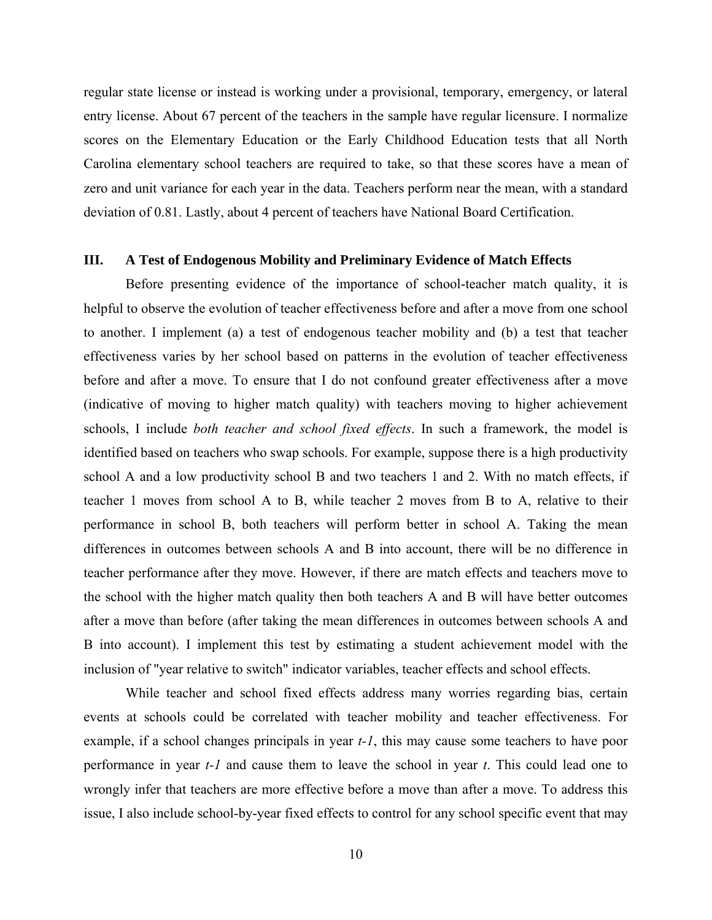regular state license or instead is working under a provisional, temporary, emergency, or lateral entry license. About 67 percent of the teachers in the sample have regular licensure. I normalize scores on the Elementary Education or the Early Childhood Education tests that all North Carolina elementary school teachers are required to take, so that these scores have a mean of zero and unit variance for each year in the data. Teachers perform near the mean, with a standard deviation of 0.81. Lastly, about 4 percent of teachers have National Board Certification.

## III. A Test of Endogenous Mobility and Preliminary Evidence of Match Effects

Before presenting evidence of the importance of school-teacher match quality, it is helpful to observe the evolution of teacher effectiveness before and after a move from one school to another. I implement (a) a test of endogenous teacher mobility and (b) a test that teacher effectiveness varies by her school based on patterns in the evolution of teacher effectiveness before and after a move. To ensure that I do not confound greater effectiveness after a move (indicative of moving to higher match quality) with teachers moving to higher achievement schools, I include *both teacher and school fixed effects*. In such a framework, the model is identified based on teachers who swap schools. For example, suppose there is a high productivity school A and a low productivity school B and two teachers 1 and 2. With no match effects, if teacher 1 moves from school A to B, while teacher 2 moves from B to A, relative to their performance in school B, both teachers will perform better in school A. Taking the mean differences in outcomes between schools A and B into account, there will be no difference in teacher performance after they move. However, if there are match effects and teachers move to the school with the higher match quality then both teachers A and B will have better outcomes after a move than before (after taking the mean differences in outcomes between schools A and B into account). I implement this test by estimating a student achievement model with the inclusion of "year relative to switch" indicator variables, teacher effects and school effects.

While teacher and school fixed effects address many worries regarding bias, certain events at schools could be correlated with teacher mobility and teacher effectiveness. For example, if a school changes principals in year *t-1*, this may cause some teachers to have poor performance in year *t-1* and cause them to leave the school in year *t*. This could lead one to wrongly infer that teachers are more effective before a move than after a move. To address this issue, I also include school-by-year fixed effects to control for any school specific event that may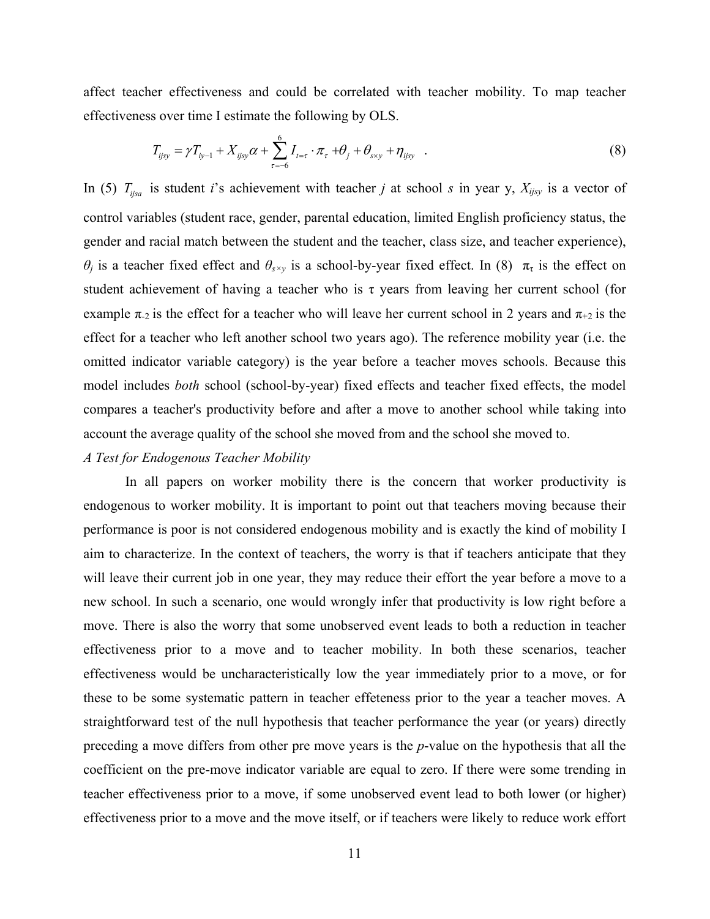affect teacher effectiveness and could be correlated with teacher mobility. To map teacher effectiveness over time I estimate the following by OLS.

$$T_{ijsy} = \gamma T_{iy-1} + X_{ijsy}\alpha + \sum_{\tau=-6}^{6} I_{t=\tau} \cdot \pi_{\tau} + \theta_j + \theta_{s \times y} + \eta_{ijsy} \quad . \tag{8}$$

In (5) $T_{ijsa}$ is student *i*'s achievement with teacher *j* at school *s* in year y, $X_{ijsy}$ is a vector of control variables (student race, gender, parental education, limited English proficiency status, the gender and racial match between the student and the teacher, class size, and teacher experience), $\theta_j$ is a teacher fixed effect and $\theta_{s \times y}$ is a school-by-year fixed effect. In (8) $\pi_\tau$ is the effect on student achievement of having a teacher who is $\tau$ years from leaving her current school (for example $\pi_{-2}$ is the effect for a teacher who will leave her current school in 2 years and $\pi_{+2}$ is the effect for a teacher who left another school two years ago). The reference mobility year (i.e. the omitted indicator variable category) is the year before a teacher moves schools. Because this model includes *both* school (school-by-year) fixed effects and teacher fixed effects, the model compares a teacher's productivity before and after a move to another school while taking into account the average quality of the school she moved from and the school she moved to.

*A Test for Endogenous Teacher Mobility*

In all papers on worker mobility there is the concern that worker productivity is endogenous to worker mobility. It is important to point out that teachers moving because their performance is poor is not considered endogenous mobility and is exactly the kind of mobility I aim to characterize. In the context of teachers, the worry is that if teachers anticipate that they will leave their current job in one year, they may reduce their effort the year before a move to a new school. In such a scenario, one would wrongly infer that productivity is low right before a move. There is also the worry that some unobserved event leads to both a reduction in teacher effectiveness prior to a move and to teacher mobility. In both these scenarios, teacher effectiveness would be uncharacteristically low the year immediately prior to a move, or for these to be some systematic pattern in teacher effeteness prior to the year a teacher moves. A straightforward test of the null hypothesis that teacher performance the year (or years) directly preceding a move differs from other pre move years is the *p*-value on the hypothesis that all the coefficient on the pre-move indicator variable are equal to zero. If there were some trending in teacher effectiveness prior to a move, if some unobserved event lead to both lower (or higher) effectiveness prior to a move and the move itself, or if teachers were likely to reduce work effort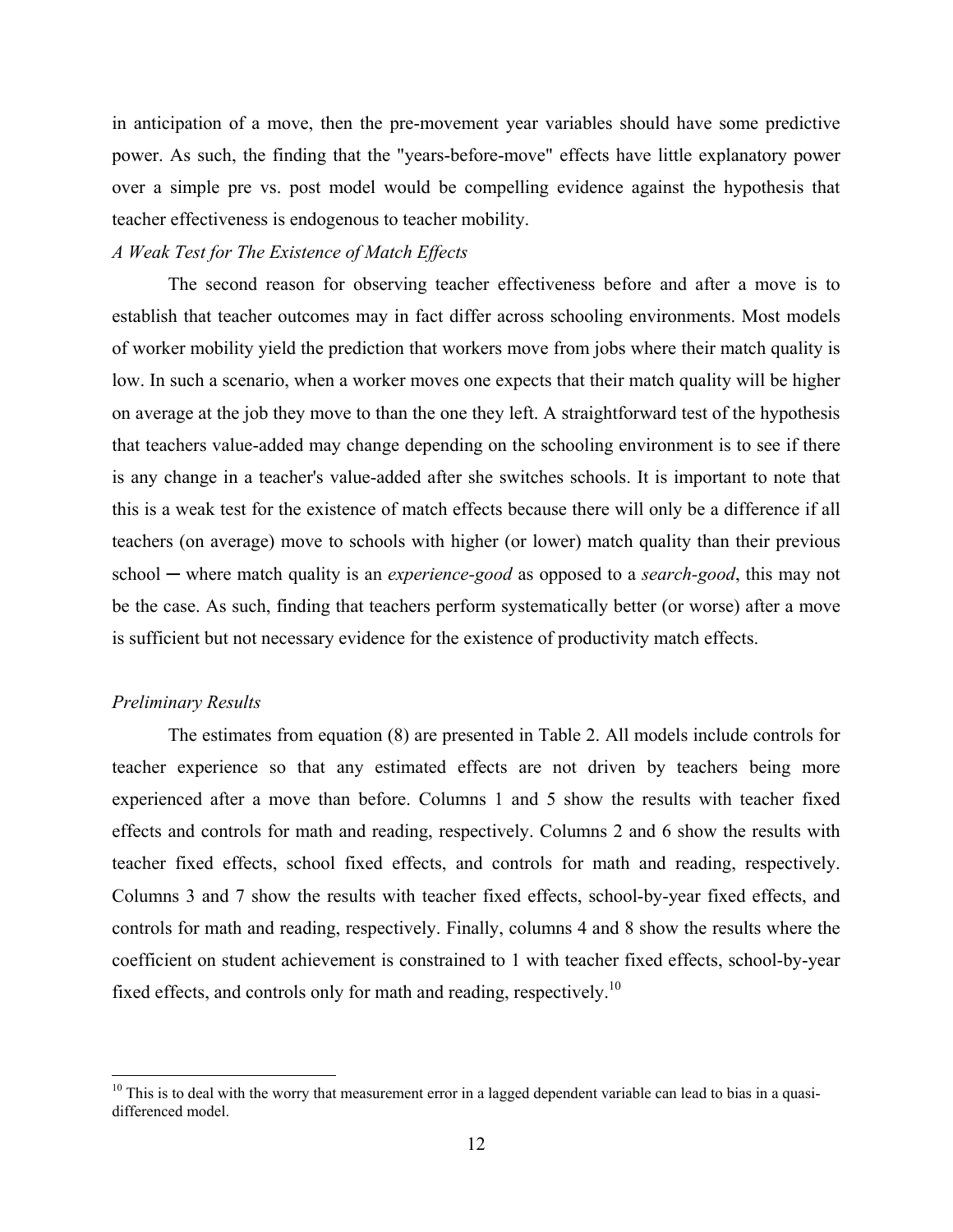in anticipation of a move, then the pre-movement year variables should have some predictive power. As such, the finding that the "years-before-move" effects have little explanatory power over a simple pre vs. post model would be compelling evidence against the hypothesis that teacher effectiveness is endogenous to teacher mobility.

*A Weak Test for The Existence of Match Effects*

The second reason for observing teacher effectiveness before and after a move is to establish that teacher outcomes may in fact differ across schooling environments. Most models of worker mobility yield the prediction that workers move from jobs where their match quality is low. In such a scenario, when a worker moves one expects that their match quality will be higher on average at the job they move to than the one they left. A straightforward test of the hypothesis that teachers value-added may change depending on the schooling environment is to see if there is any change in a teacher's value-added after she switches schools. It is important to note that this is a weak test for the existence of match effects because there will only be a difference if all teachers (on average) move to schools with higher (or lower) match quality than their previous school ─ where match quality is an *experience-good* as opposed to a *search-good*, this may not be the case. As such, finding that teachers perform systematically better (or worse) after a move is sufficient but not necessary evidence for the existence of productivity match effects.

*Preliminary Results*

The estimates from equation (8) are presented in Table 2. All models include controls for teacher experience so that any estimated effects are not driven by teachers being more experienced after a move than before. Columns 1 and 5 show the results with teacher fixed effects and controls for math and reading, respectively. Columns 2 and 6 show the results with teacher fixed effects, school fixed effects, and controls for math and reading, respectively. Columns 3 and 7 show the results with teacher fixed effects, school-by-year fixed effects, and controls for math and reading, respectively. Finally, columns 4 and 8 show the results where the coefficient on student achievement is constrained to 1 with teacher fixed effects, school-by-year fixed effects, and controls only for math and reading, respectively.[10]

[10] This is to deal with the worry that measurement error in a lagged dependent variable can lead to bias in a quasi-differenced model.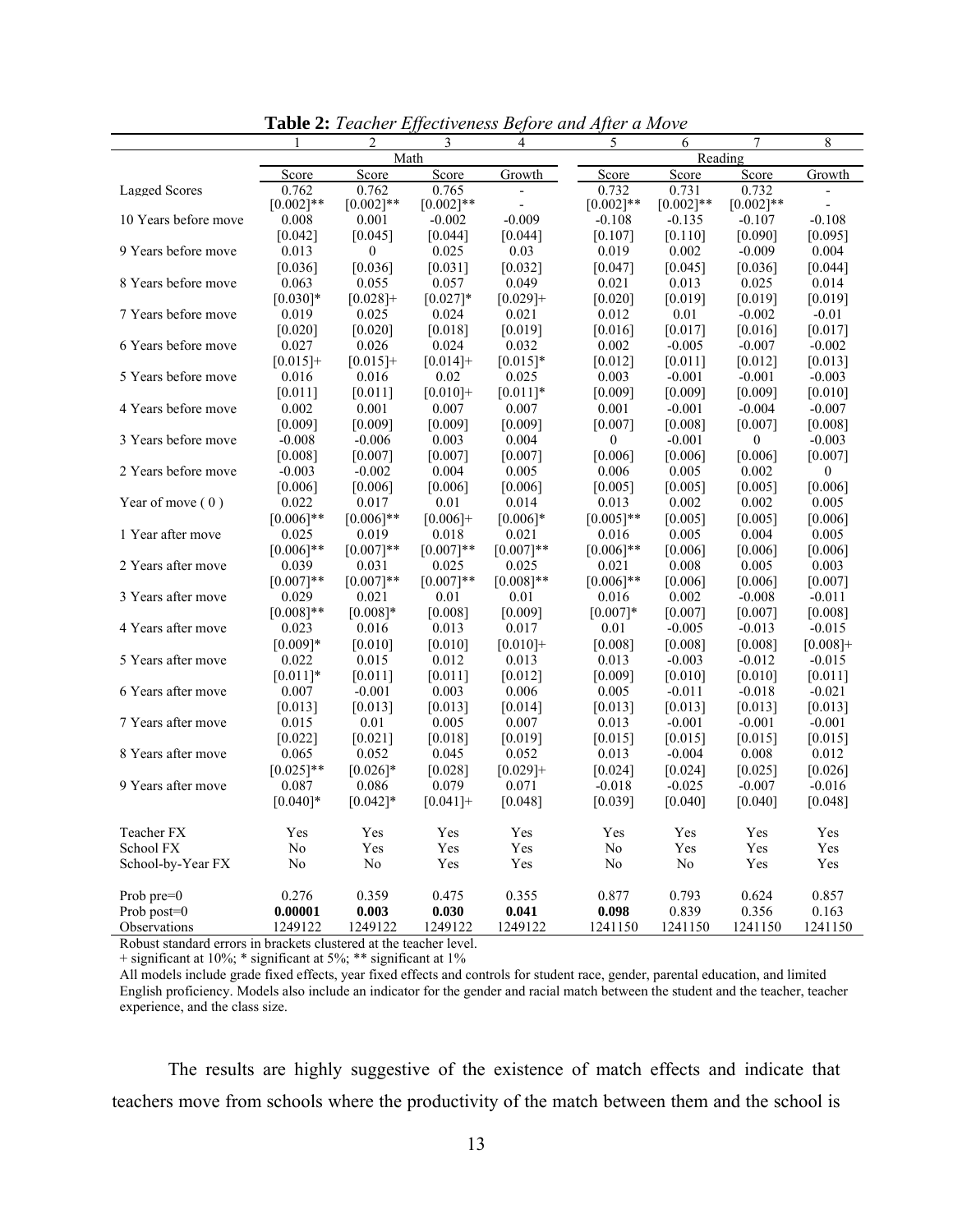**Table 2:** *Teacher Effectiveness Before and After a Move*

| | 1 | 2 | 3 | 4 | 5 | 6 | 7 | 8 |
|---|---|---|---|---|---|---|---|---|
| | Math | | | | Reading | | | |
| | Score | Score | Score | Growth | Score | Score | Score | Growth |
| Lagged Scores | 0.762 | 0.762 | 0.765 | - | 0.732 | 0.731 | 0.732 | - |
| | [0.002]** | [0.002]** | [0.002]** | - | [0.002]** | [0.002]** | [0.002]** | - |
| 10 Years before move | 0.008 | 0.001 | -0.002 | -0.009 | -0.108 | -0.135 | -0.107 | -0.108 |
| | [0.042] | [0.045] | [0.044] | [0.044] | [0.107] | [0.110] | [0.090] | [0.095] |
| 9 Years before move | 0.013 | 0 | 0.025 | 0.03 | 0.019 | 0.002 | -0.009 | 0.004 |
| | [0.036] | [0.036] | [0.031] | [0.032] | [0.047] | [0.045] | [0.036] | [0.044] |
| 8 Years before move | 0.063 | 0.055 | 0.057 | 0.049 | 0.021 | 0.013 | 0.025 | 0.014 |
| | [0.030]* | [0.028]+ | [0.027]* | [0.029]+ | [0.020] | [0.019] | [0.019] | [0.019] |
| 7 Years before move | 0.019 | 0.025 | 0.024 | 0.021 | 0.012 | 0.01 | -0.002 | -0.01 |
| | [0.020] | [0.020] | [0.018] | [0.019] | [0.016] | [0.017] | [0.016] | [0.017] |
| 6 Years before move | 0.027 | 0.026 | 0.024 | 0.032 | 0.002 | -0.005 | -0.007 | -0.002 |
| | [0.015]+ | [0.015]+ | [0.014]+ | [0.015]* | [0.012] | [0.011] | [0.012] | [0.013] |
| 5 Years before move | 0.016 | 0.016 | 0.02 | 0.025 | 0.003 | -0.001 | -0.001 | -0.003 |
| | [0.011] | [0.011] | [0.010]+ | [0.011]* | [0.009] | [0.009] | [0.009] | [0.010] |
| 4 Years before move | 0.002 | 0.001 | 0.007 | 0.007 | 0.001 | -0.001 | -0.004 | -0.007 |
| | [0.009] | [0.009] | [0.009] | [0.009] | [0.007] | [0.008] | [0.007] | [0.008] |
| 3 Years before move | -0.008 | -0.006 | 0.003 | 0.004 | 0 | -0.001 | 0 | -0.003 |
| | [0.008] | [0.007] | [0.007] | [0.007] | [0.006] | [0.006] | [0.006] | [0.007] |
| 2 Years before move | -0.003 | -0.002 | 0.004 | 0.005 | 0.006 | 0.005 | 0.002 | 0 |
| | [0.006] | [0.006] | [0.006] | [0.006] | [0.005] | [0.005] | [0.005] | [0.006] |
| Year of move ( 0 ) | 0.022 | 0.017 | 0.01 | 0.014 | 0.013 | 0.002 | 0.002 | 0.005 |
| | [0.006]** | [0.006]** | [0.006]+ | [0.006]* | [0.005]** | [0.005] | [0.005] | [0.006] |
| 1 Year after move | 0.025 | 0.019 | 0.018 | 0.021 | 0.016 | 0.005 | 0.004 | 0.005 |
| | [0.006]** | [0.007]** | [0.007]** | [0.007]** | [0.006]** | [0.006] | [0.006] | [0.006] |
| 2 Years after move | 0.039 | 0.031 | 0.025 | 0.025 | 0.021 | 0.008 | 0.005 | 0.003 |
| | [0.007]** | [0.007]** | [0.007]** | [0.008]** | [0.006]** | [0.006] | [0.006] | [0.007] |
| 3 Years after move | 0.029 | 0.021 | 0.01 | 0.01 | 0.016 | 0.002 | -0.008 | -0.011 |
| | [0.008]** | [0.008]* | [0.008] | [0.009] | [0.007]* | [0.007] | [0.007] | [0.008] |
| 4 Years after move | 0.023 | 0.016 | 0.013 | 0.017 | 0.01 | -0.005 | -0.013 | -0.015 |
| | [0.009]* | [0.010] | [0.010] | [0.010]+ | [0.008] | [0.008] | [0.008] | [0.008]+ |
| 5 Years after move | 0.022 | 0.015 | 0.012 | 0.013 | 0.013 | -0.003 | -0.012 | -0.015 |
| | [0.011]* | [0.011] | [0.011] | [0.012] | [0.009] | [0.010] | [0.010] | [0.011] |
| 6 Years after move | 0.007 | -0.001 | 0.003 | 0.006 | 0.005 | -0.011 | -0.018 | -0.021 |
| | [0.013] | [0.013] | [0.013] | [0.014] | [0.013] | [0.013] | [0.013] | [0.013] |
| 7 Years after move | 0.015 | 0.01 | 0.005 | 0.007 | 0.013 | -0.001 | -0.001 | -0.001 |
| | [0.022] | [0.021] | [0.018] | [0.019] | [0.015] | [0.015] | [0.015] | [0.015] |
| 8 Years after move | 0.065 | 0.052 | 0.045 | 0.052 | 0.013 | -0.004 | 0.008 | 0.012 |
| | [0.025]** | [0.026]* | [0.028] | [0.029]+ | [0.024] | [0.024] | [0.025] | [0.026] |
| 9 Years after move | 0.087 | 0.086 | 0.079 | 0.071 | -0.018 | -0.025 | -0.007 | -0.016 |
| | [0.040]* | [0.042]* | [0.041]+ | [0.048] | [0.039] | [0.040] | [0.040] | [0.048] |
| Teacher FX | Yes | Yes | Yes | Yes | Yes | Yes | Yes | Yes |
| School FX | No | Yes | Yes | Yes | No | Yes | Yes | Yes |
| School-by-Year FX | No | No | Yes | Yes | No | No | Yes | Yes |
| Prob pre=0 | 0.276 | 0.359 | 0.475 | 0.355 | 0.877 | 0.793 | 0.624 | 0.857 |
| Prob post=0 | **0.00001** | **0.003** | **0.030** | **0.041** | **0.098** | 0.839 | 0.356 | 0.163 |
| Observations | 1249122 | 1249122 | 1249122 | 1249122 | 1241150 | 1241150 | 1241150 | 1241150 |

Robust standard errors in brackets clustered at the teacher level.
+ significant at 10%; * significant at 5%; ** significant at 1%
All models include grade fixed effects, year fixed effects and controls for student race, gender, parental education, and limited English proficiency. Models also include an indicator for the gender and racial match between the student and the teacher, teacher experience, and the class size.

The results are highly suggestive of the existence of match effects and indicate that teachers move from schools where the productivity of the match between them and the school is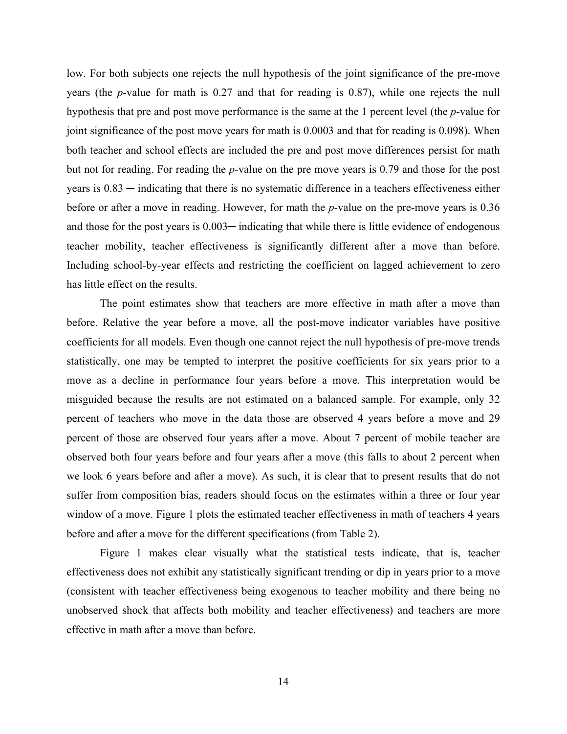low. For both subjects one rejects the null hypothesis of the joint significance of the pre-move years (the *p*-value for math is 0.27 and that for reading is 0.87), while one rejects the null hypothesis that pre and post move performance is the same at the 1 percent level (the *p*-value for joint significance of the post move years for math is 0.0003 and that for reading is 0.098). When both teacher and school effects are included the pre and post move differences persist for math but not for reading. For reading the *p*-value on the pre move years is 0.79 and those for the post years is 0.83 ─ indicating that there is no systematic difference in a teachers effectiveness either before or after a move in reading. However, for math the *p*-value on the pre-move years is 0.36 and those for the post years is 0.003─ indicating that while there is little evidence of endogenous teacher mobility, teacher effectiveness is significantly different after a move than before. Including school-by-year effects and restricting the coefficient on lagged achievement to zero has little effect on the results.

The point estimates show that teachers are more effective in math after a move than before. Relative the year before a move, all the post-move indicator variables have positive coefficients for all models. Even though one cannot reject the null hypothesis of pre-move trends statistically, one may be tempted to interpret the positive coefficients for six years prior to a move as a decline in performance four years before a move. This interpretation would be misguided because the results are not estimated on a balanced sample. For example, only 32 percent of teachers who move in the data those are observed 4 years before a move and 29 percent of those are observed four years after a move. About 7 percent of mobile teacher are observed both four years before and four years after a move (this falls to about 2 percent when we look 6 years before and after a move). As such, it is clear that to present results that do not suffer from composition bias, readers should focus on the estimates within a three or four year window of a move. Figure 1 plots the estimated teacher effectiveness in math of teachers 4 years before and after a move for the different specifications (from Table 2).

Figure 1 makes clear visually what the statistical tests indicate, that is, teacher effectiveness does not exhibit any statistically significant trending or dip in years prior to a move (consistent with teacher effectiveness being exogenous to teacher mobility and there being no unobserved shock that affects both mobility and teacher effectiveness) and teachers are more effective in math after a move than before.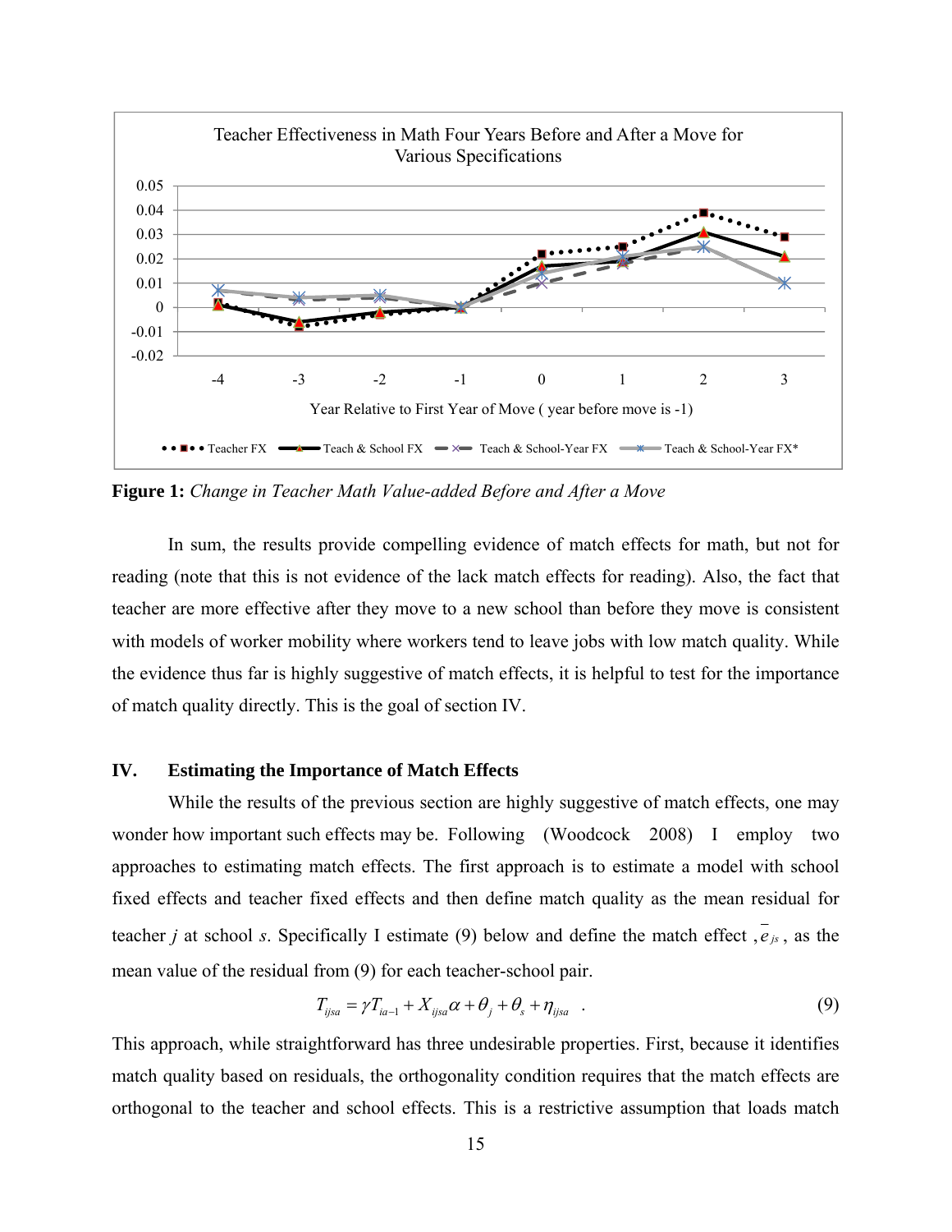**Figure 1:** *Change in Teacher Math Value-added Before and After a Move*

In sum, the results provide compelling evidence of match effects for math, but not for reading (note that this is not evidence of the lack match effects for reading). Also, the fact that teacher are more effective after they move to a new school than before they move is consistent with models of worker mobility where workers tend to leave jobs with low match quality. While the evidence thus far is highly suggestive of match effects, it is helpful to test for the importance of match quality directly. This is the goal of section IV.

## IV. Estimating the Importance of Match Effects

While the results of the previous section are highly suggestive of match effects, one may wonder how important such effects may be. Following (Woodcock 2008) I employ two approaches to estimating match effects. The first approach is to estimate a model with school fixed effects and teacher fixed effects and then define match quality as the mean residual for teacher $j$ at school $s$. Specifically I estimate (9) below and define the match effect , $\bar{e}_{js}$ , as the mean value of the residual from (9) for each teacher-school pair.

$$T_{ijsa} = \gamma T_{ia-1} + X_{ijsa}\alpha + \theta_j + \theta_s + \eta_{ijsa} \quad . \tag{9}$$

This approach, while straightforward has three undesirable properties. First, because it identifies match quality based on residuals, the orthogonality condition requires that the match effects are orthogonal to the teacher and school effects. This is a restrictive assumption that loads match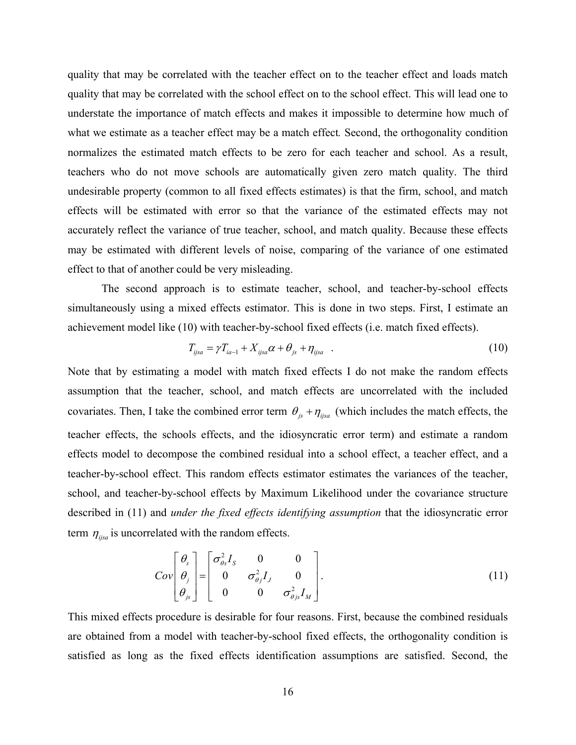quality that may be correlated with the teacher effect on to the teacher effect and loads match quality that may be correlated with the school effect on to the school effect. This will lead one to understate the importance of match effects and makes it impossible to determine how much of what we estimate as a teacher effect may be a match effect. Second, the orthogonality condition normalizes the estimated match effects to be zero for each teacher and school. As a result, teachers who do not move schools are automatically given zero match quality. The third undesirable property (common to all fixed effects estimates) is that the firm, school, and match effects will be estimated with error so that the variance of the estimated effects may not accurately reflect the variance of true teacher, school, and match quality. Because these effects may be estimated with different levels of noise, comparing of the variance of one estimated effect to that of another could be very misleading.

The second approach is to estimate teacher, school, and teacher-by-school effects simultaneously using a mixed effects estimator. This is done in two steps. First, I estimate an achievement model like (10) with teacher-by-school fixed effects (i.e. match fixed effects).

$$T_{ijsa} = \gamma T_{ia-1} + X_{ijsa}\alpha + \theta_{js} + \eta_{ijsa} \quad . \tag{10}$$

Note that by estimating a model with match fixed effects I do not make the random effects assumption that the teacher, school, and match effects are uncorrelated with the included covariates. Then, I take the combined error term $\theta_{js} + \eta_{ijsa}$ (which includes the match effects, the teacher effects, the schools effects, and the idiosyncratic error term) and estimate a random effects model to decompose the combined residual into a school effect, a teacher effect, and a teacher-by-school effect. This random effects estimator estimates the variances of the teacher, school, and teacher-by-school effects by Maximum Likelihood under the covariance structure described in (11) and *under the fixed effects identifying assumption* that the idiosyncratic error term $\eta_{ijsa}$ is uncorrelated with the random effects.

$$Cov\begin{bmatrix} \theta_s \\ \theta_j \\ \theta_{js} \end{bmatrix} = \begin{bmatrix} \sigma^2_{\theta s} I_S & 0 & 0 \\ 0 & \sigma^2_{\theta j} I_J & 0 \\ 0 & 0 & \sigma^2_{\theta js} I_M \end{bmatrix}. \tag{11}$$

This mixed effects procedure is desirable for four reasons. First, because the combined residuals are obtained from a model with teacher-by-school fixed effects, the orthogonality condition is satisfied as long as the fixed effects identification assumptions are satisfied. Second, the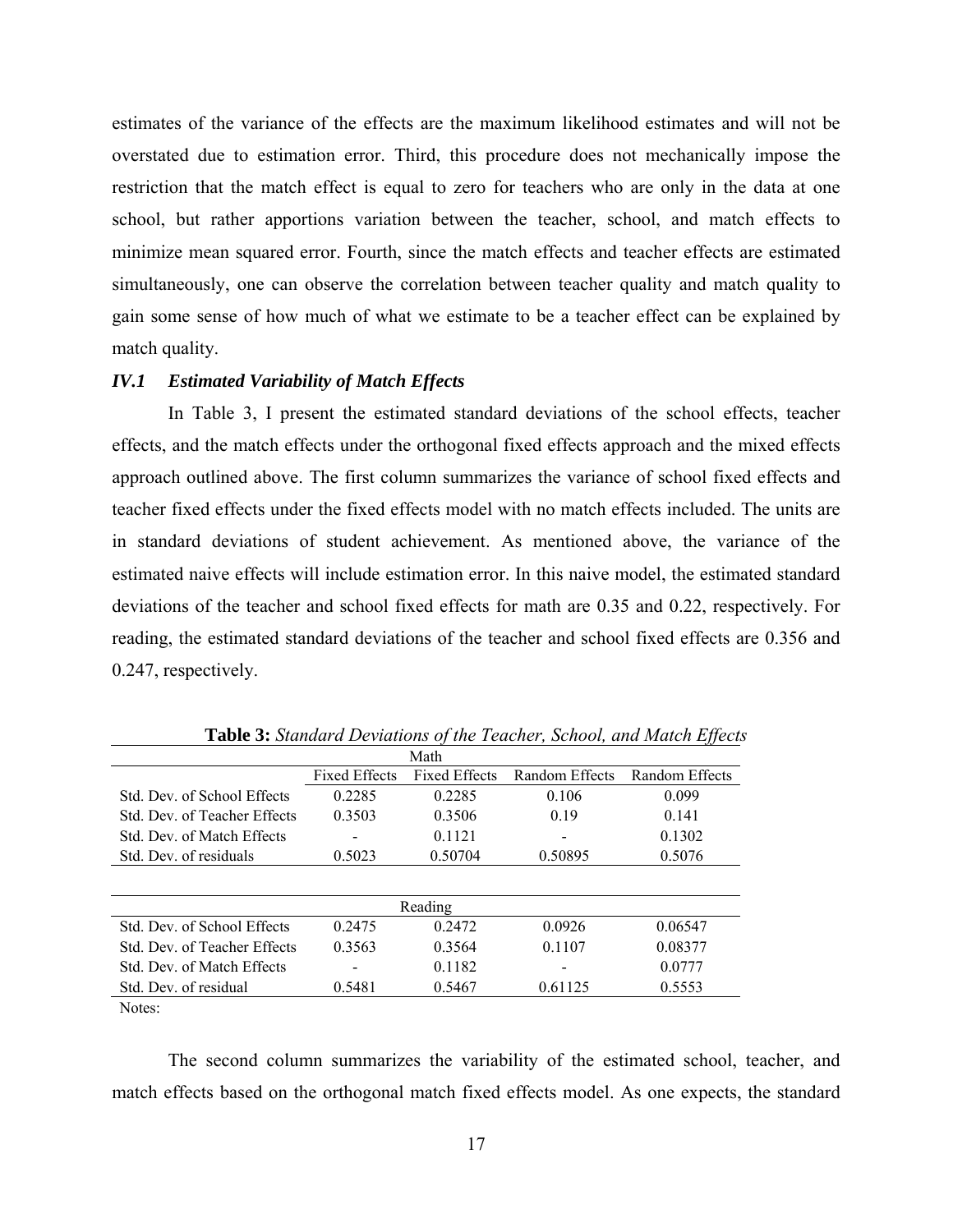estimates of the variance of the effects are the maximum likelihood estimates and will not be overstated due to estimation error. Third, this procedure does not mechanically impose the restriction that the match effect is equal to zero for teachers who are only in the data at one school, but rather apportions variation between the teacher, school, and match effects to minimize mean squared error. Fourth, since the match effects and teacher effects are estimated simultaneously, one can observe the correlation between teacher quality and match quality to gain some sense of how much of what we estimate to be a teacher effect can be explained by match quality.

### *IV.1 Estimated Variability of Match Effects*

In Table 3, I present the estimated standard deviations of the school effects, teacher effects, and the match effects under the orthogonal fixed effects approach and the mixed effects approach outlined above. The first column summarizes the variance of school fixed effects and teacher fixed effects under the fixed effects model with no match effects included. The units are in standard deviations of student achievement. As mentioned above, the variance of the estimated naive effects will include estimation error. In this naive model, the estimated standard deviations of the teacher and school fixed effects for math are 0.35 and 0.22, respectively. For reading, the estimated standard deviations of the teacher and school fixed effects are 0.356 and 0.247, respectively.

**Table 3:** *Standard Deviations of the Teacher, School, and Match Effects*

| | Math | | | |
|---|---|---|---|---|
| | Fixed Effects | Fixed Effects | Random Effects | Random Effects |
| Std. Dev. of School Effects | 0.2285 | 0.2285 | 0.106 | 0.099 |
| Std. Dev. of Teacher Effects | 0.3503 | 0.3506 | 0.19 | 0.141 |
| Std. Dev. of Match Effects | - | 0.1121 | - | 0.1302 |
| Std. Dev. of residuals | 0.5023 | 0.50704 | 0.50895 | 0.5076 |
| | **Reading** | | | |
| Std. Dev. of School Effects | 0.2475 | 0.2472 | 0.0926 | 0.06547 |
| Std. Dev. of Teacher Effects | 0.3563 | 0.3564 | 0.1107 | 0.08377 |
| Std. Dev. of Match Effects | - | 0.1182 | - | 0.0777 |
| Std. Dev. of residual | 0.5481 | 0.5467 | 0.61125 | 0.5553 |

Notes:

The second column summarizes the variability of the estimated school, teacher, and match effects based on the orthogonal match fixed effects model. As one expects, the standard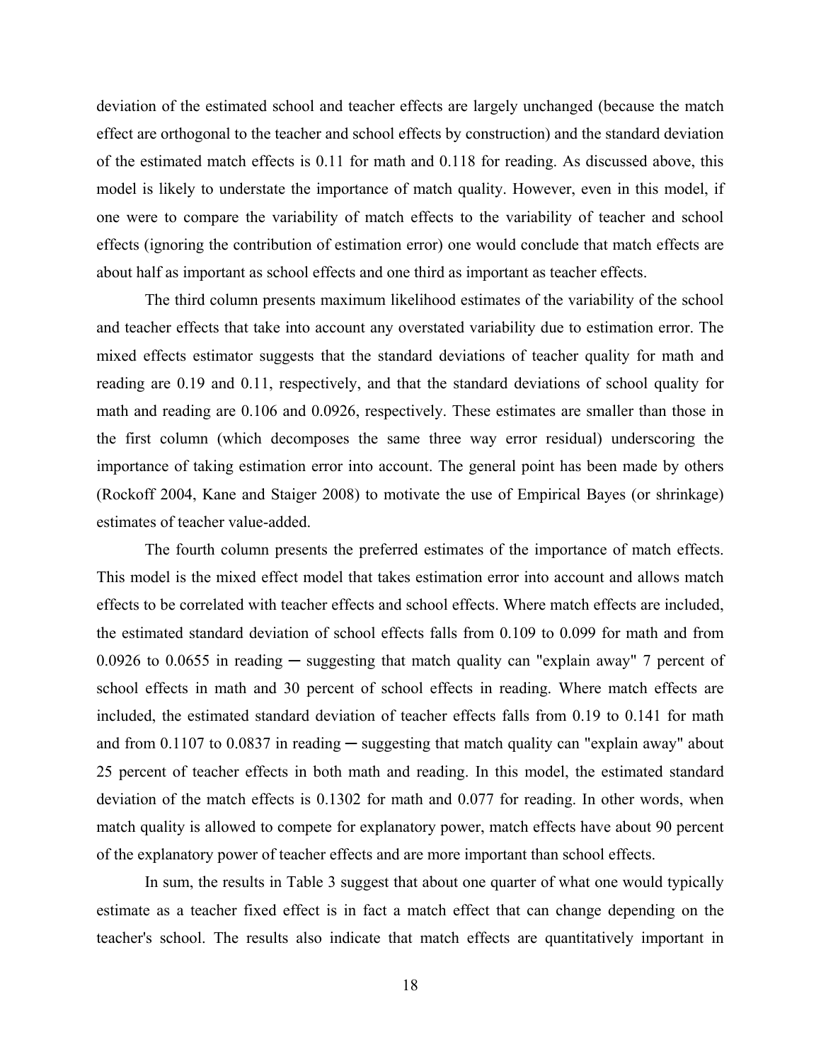deviation of the estimated school and teacher effects are largely unchanged (because the match effect are orthogonal to the teacher and school effects by construction) and the standard deviation of the estimated match effects is 0.11 for math and 0.118 for reading. As discussed above, this model is likely to understate the importance of match quality. However, even in this model, if one were to compare the variability of match effects to the variability of teacher and school effects (ignoring the contribution of estimation error) one would conclude that match effects are about half as important as school effects and one third as important as teacher effects.

The third column presents maximum likelihood estimates of the variability of the school and teacher effects that take into account any overstated variability due to estimation error. The mixed effects estimator suggests that the standard deviations of teacher quality for math and reading are 0.19 and 0.11, respectively, and that the standard deviations of school quality for math and reading are 0.106 and 0.0926, respectively. These estimates are smaller than those in the first column (which decomposes the same three way error residual) underscoring the importance of taking estimation error into account. The general point has been made by others (Rockoff 2004, Kane and Staiger 2008) to motivate the use of Empirical Bayes (or shrinkage) estimates of teacher value-added.

The fourth column presents the preferred estimates of the importance of match effects. This model is the mixed effect model that takes estimation error into account and allows match effects to be correlated with teacher effects and school effects. Where match effects are included, the estimated standard deviation of school effects falls from 0.109 to 0.099 for math and from 0.0926 to 0.0655 in reading ─ suggesting that match quality can "explain away" 7 percent of school effects in math and 30 percent of school effects in reading. Where match effects are included, the estimated standard deviation of teacher effects falls from 0.19 to 0.141 for math and from 0.1107 to 0.0837 in reading ─ suggesting that match quality can "explain away" about 25 percent of teacher effects in both math and reading. In this model, the estimated standard deviation of the match effects is 0.1302 for math and 0.077 for reading. In other words, when match quality is allowed to compete for explanatory power, match effects have about 90 percent of the explanatory power of teacher effects and are more important than school effects.

In sum, the results in Table 3 suggest that about one quarter of what one would typically estimate as a teacher fixed effect is in fact a match effect that can change depending on the teacher's school. The results also indicate that match effects are quantitatively important in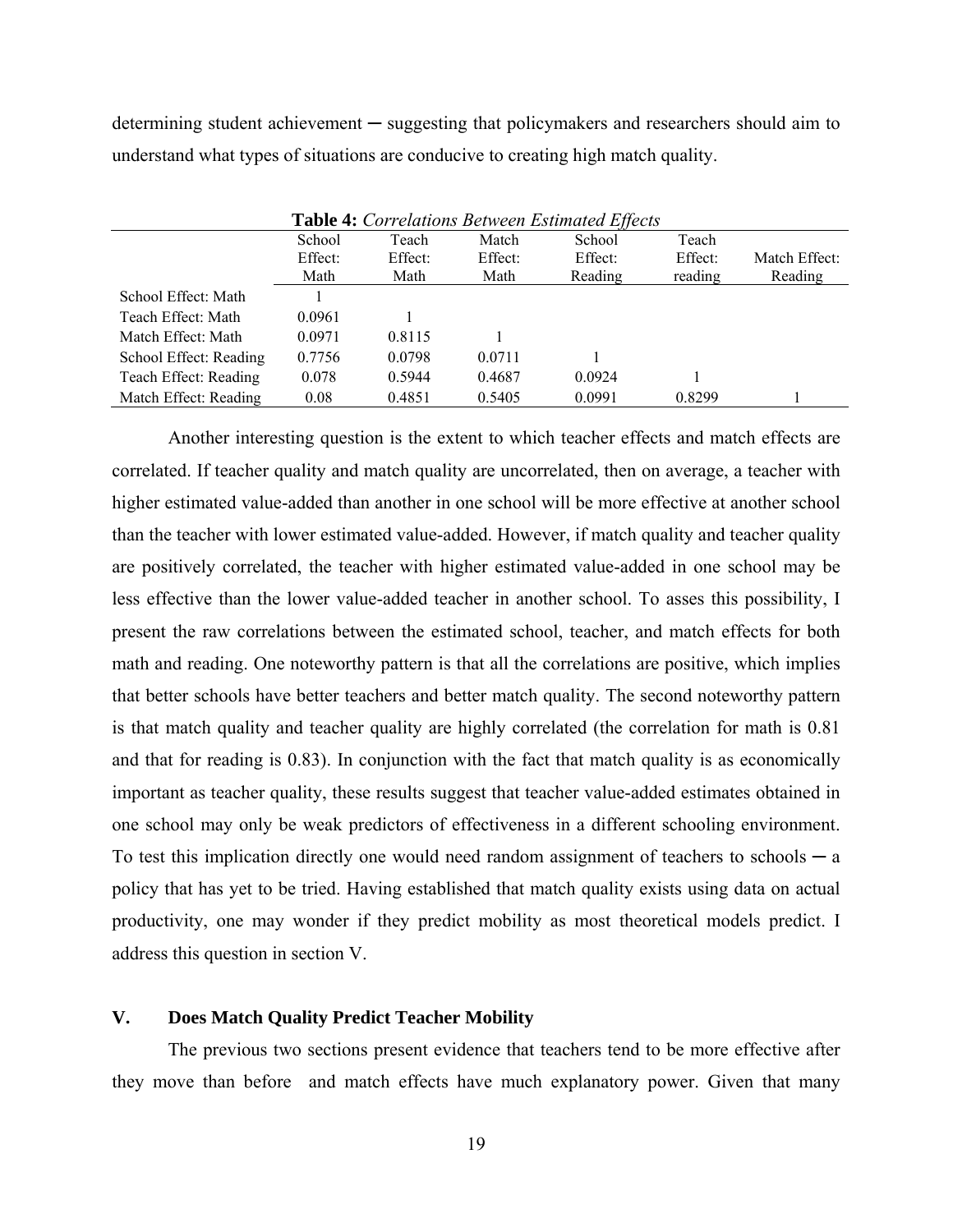determining student achievement ─ suggesting that policymakers and researchers should aim to understand what types of situations are conducive to creating high match quality.

**Table 4:** *Correlations Between Estimated Effects*

| | School Effect: Math | Teach Effect: Math | Match Effect: Math | School Effect: Reading | Teach Effect: reading | Match Effect: Reading |
|---|---|---|---|---|---|---|
| School Effect: Math | 1 | | | | | |
| Teach Effect: Math | 0.0961 | 1 | | | | |
| Match Effect: Math | 0.0971 | 0.8115 | 1 | | | |
| School Effect: Reading | 0.7756 | 0.0798 | 0.0711 | 1 | | |
| Teach Effect: Reading | 0.078 | 0.5944 | 0.4687 | 0.0924 | 1 | |
| Match Effect: Reading | 0.08 | 0.4851 | 0.5405 | 0.0991 | 0.8299 | 1 |

Another interesting question is the extent to which teacher effects and match effects are correlated. If teacher quality and match quality are uncorrelated, then on average, a teacher with higher estimated value-added than another in one school will be more effective at another school than the teacher with lower estimated value-added. However, if match quality and teacher quality are positively correlated, the teacher with higher estimated value-added in one school may be less effective than the lower value-added teacher in another school. To asses this possibility, I present the raw correlations between the estimated school, teacher, and match effects for both math and reading. One noteworthy pattern is that all the correlations are positive, which implies that better schools have better teachers and better match quality. The second noteworthy pattern is that match quality and teacher quality are highly correlated (the correlation for math is 0.81 and that for reading is 0.83). In conjunction with the fact that match quality is as economically important as teacher quality, these results suggest that teacher value-added estimates obtained in one school may only be weak predictors of effectiveness in a different schooling environment. To test this implication directly one would need random assignment of teachers to schools ─ a policy that has yet to be tried. Having established that match quality exists using data on actual productivity, one may wonder if they predict mobility as most theoretical models predict. I address this question in section V.

## V. Does Match Quality Predict Teacher Mobility

The previous two sections present evidence that teachers tend to be more effective after they move than before and match effects have much explanatory power. Given that many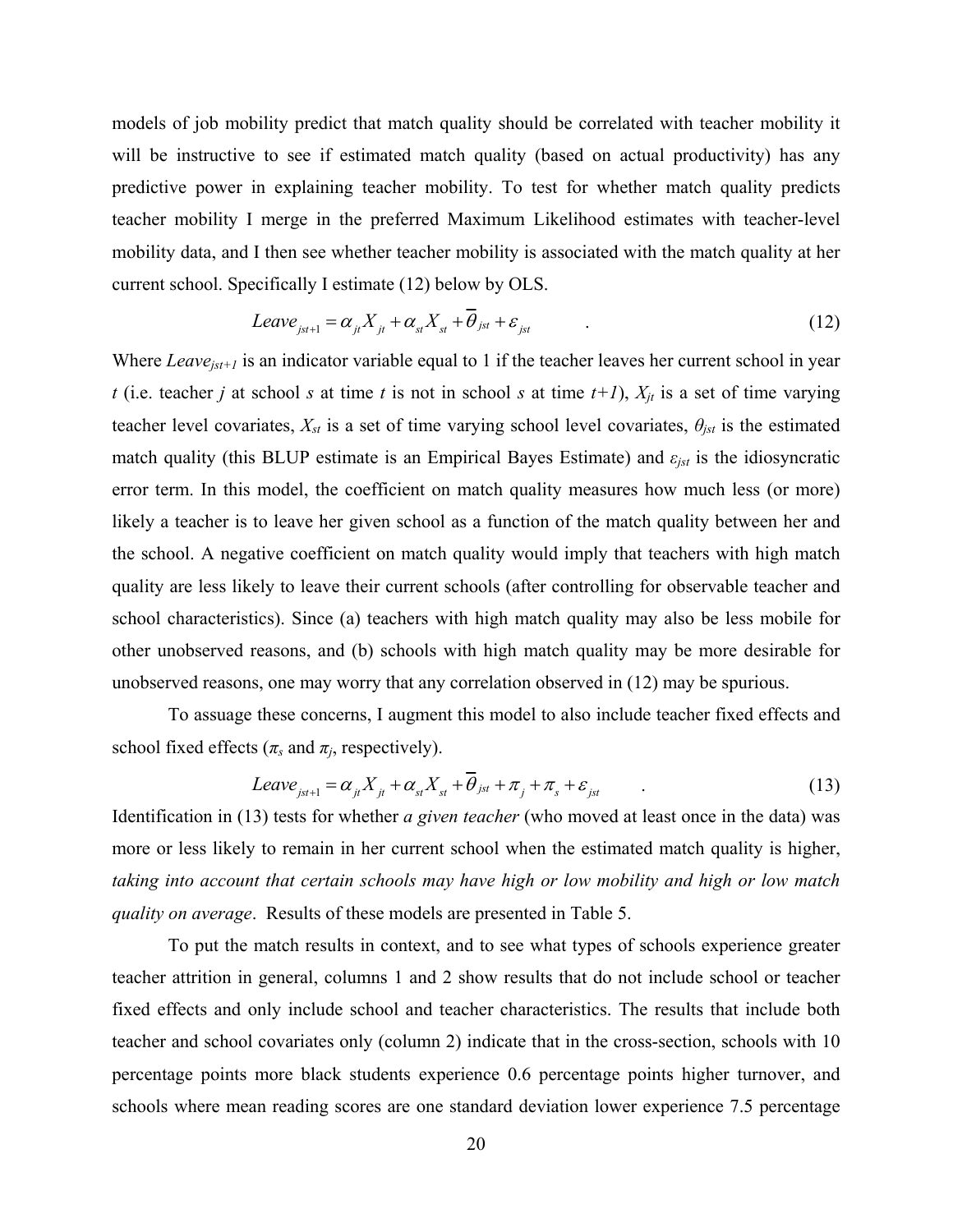models of job mobility predict that match quality should be correlated with teacher mobility it will be instructive to see if estimated match quality (based on actual productivity) has any predictive power in explaining teacher mobility. To test for whether match quality predicts teacher mobility I merge in the preferred Maximum Likelihood estimates with teacher-level mobility data, and I then see whether teacher mobility is associated with the match quality at her current school. Specifically I estimate (12) below by OLS.

$$Leave_{jst+1} = \alpha_{jt} X_{jt} + \alpha_{st} X_{st} + \overline{\theta}_{jst} + \varepsilon_{jst} \quad . \tag{12}$$

Where $Leave_{jst+1}$ is an indicator variable equal to 1 if the teacher leaves her current school in year $t$ (i.e. teacher $j$ at school $s$ at time $t$ is not in school $s$ at time $t+1$), $X_{jt}$ is a set of time varying teacher level covariates, $X_{st}$ is a set of time varying school level covariates, $\theta_{jst}$ is the estimated match quality (this BLUP estimate is an Empirical Bayes Estimate) and $\varepsilon_{jst}$ is the idiosyncratic error term. In this model, the coefficient on match quality measures how much less (or more) likely a teacher is to leave her given school as a function of the match quality between her and the school. A negative coefficient on match quality would imply that teachers with high match quality are less likely to leave their current schools (after controlling for observable teacher and school characteristics). Since (a) teachers with high match quality may also be less mobile for other unobserved reasons, and (b) schools with high match quality may be more desirable for unobserved reasons, one may worry that any correlation observed in (12) may be spurious.

To assuage these concerns, I augment this model to also include teacher fixed effects and school fixed effects ($\pi_s$ and $\pi_j$, respectively).

$$Leave_{jst+1} = \alpha_{jt} X_{jt} + \alpha_{st} X_{st} + \overline{\theta}_{jst} + \pi_j + \pi_s + \varepsilon_{jst} \quad . \tag{13}$$

Identification in (13) tests for whether *a given teacher* (who moved at least once in the data) was more or less likely to remain in her current school when the estimated match quality is higher, *taking into account that certain schools may have high or low mobility and high or low match quality on average*. Results of these models are presented in Table 5.

To put the match results in context, and to see what types of schools experience greater teacher attrition in general, columns 1 and 2 show results that do not include school or teacher fixed effects and only include school and teacher characteristics. The results that include both teacher and school covariates only (column 2) indicate that in the cross-section, schools with 10 percentage points more black students experience 0.6 percentage points higher turnover, and schools where mean reading scores are one standard deviation lower experience 7.5 percentage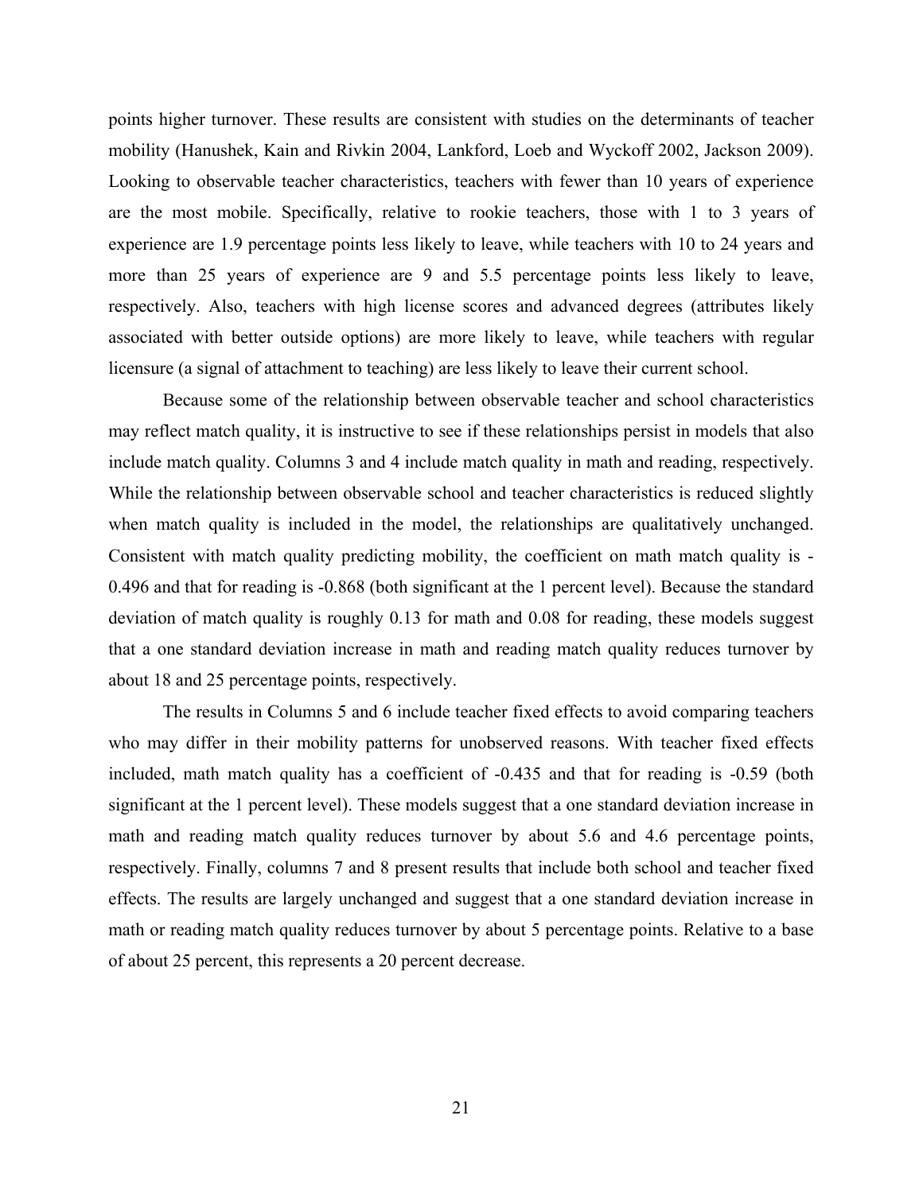points higher turnover. These results are consistent with studies on the determinants of teacher mobility (Hanushek, Kain and Rivkin 2004, Lankford, Loeb and Wyckoff 2002, Jackson 2009). Looking to observable teacher characteristics, teachers with fewer than 10 years of experience are the most mobile. Specifically, relative to rookie teachers, those with 1 to 3 years of experience are 1.9 percentage points less likely to leave, while teachers with 10 to 24 years and more than 25 years of experience are 9 and 5.5 percentage points less likely to leave, respectively. Also, teachers with high license scores and advanced degrees (attributes likely associated with better outside options) are more likely to leave, while teachers with regular licensure (a signal of attachment to teaching) are less likely to leave their current school.

Because some of the relationship between observable teacher and school characteristics may reflect match quality, it is instructive to see if these relationships persist in models that also include match quality. Columns 3 and 4 include match quality in math and reading, respectively. While the relationship between observable school and teacher characteristics is reduced slightly when match quality is included in the model, the relationships are qualitatively unchanged. Consistent with match quality predicting mobility, the coefficient on math match quality is -0.496 and that for reading is -0.868 (both significant at the 1 percent level). Because the standard deviation of match quality is roughly 0.13 for math and 0.08 for reading, these models suggest that a one standard deviation increase in math and reading match quality reduces turnover by about 18 and 25 percentage points, respectively.

The results in Columns 5 and 6 include teacher fixed effects to avoid comparing teachers who may differ in their mobility patterns for unobserved reasons. With teacher fixed effects included, math match quality has a coefficient of -0.435 and that for reading is -0.59 (both significant at the 1 percent level). These models suggest that a one standard deviation increase in math and reading match quality reduces turnover by about 5.6 and 4.6 percentage points, respectively. Finally, columns 7 and 8 present results that include both school and teacher fixed effects. The results are largely unchanged and suggest that a one standard deviation increase in math or reading match quality reduces turnover by about 5 percentage points. Relative to a base of about 25 percent, this represents a 20 percent decrease.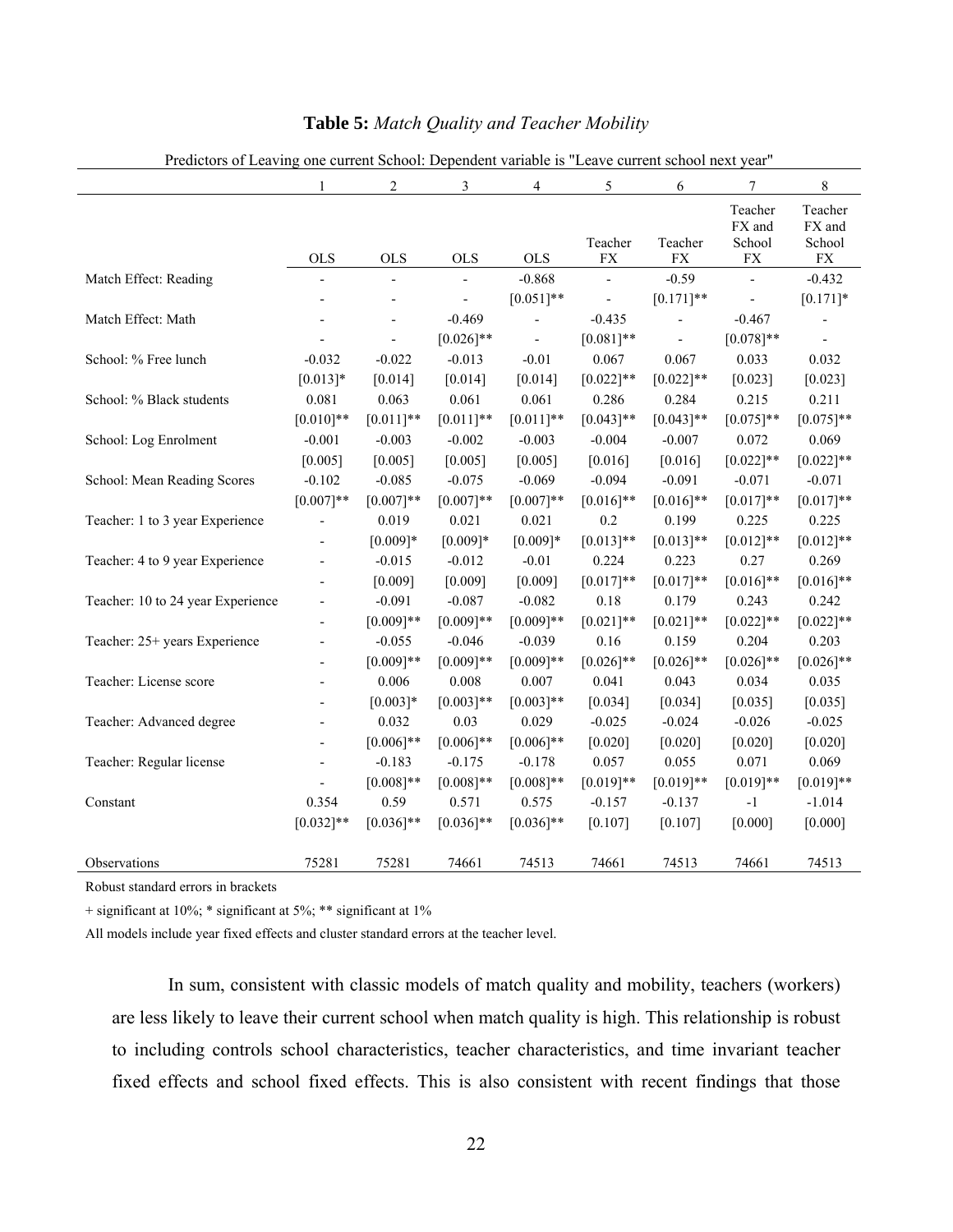**Table 5:** *Match Quality and Teacher Mobility*

Predictors of Leaving one current School: Dependent variable is "Leave current school next year"

| | 1 | 2 | 3 | 4 | 5 | 6 | 7 | 8 |
|---|---|---|---|---|---|---|---|---|
| | OLS | OLS | OLS | OLS | Teacher FX | Teacher FX | Teacher FX and School FX | Teacher FX and School FX |
| Match Effect: Reading | - | - | - | -0.868 | - | -0.59 | - | -0.432 |
| | - | - | - | [0.051]** | - | [0.171]** | - | [0.171]* |
| Match Effect: Math | - | - | -0.469 | - | -0.435 | - | -0.467 | - |
| | - | - | [0.026]** | - | [0.081]** | - | [0.078]** | - |
| School: % Free lunch | -0.032 | -0.022 | -0.013 | -0.01 | 0.067 | 0.067 | 0.033 | 0.032 |
| | [0.013]* | [0.014] | [0.014] | [0.014] | [0.022]** | [0.022]** | [0.023] | [0.023] |
| School: % Black students | 0.081 | 0.063 | 0.061 | 0.061 | 0.286 | 0.284 | 0.215 | 0.211 |
| | [0.010]** | [0.011]** | [0.011]** | [0.011]** | [0.043]** | [0.043]** | [0.075]** | [0.075]** |
| School: Log Enrolment | -0.001 | -0.003 | -0.002 | -0.003 | -0.004 | -0.007 | 0.072 | 0.069 |
| | [0.005] | [0.005] | [0.005] | [0.005] | [0.016] | [0.016] | [0.022]** | [0.022]** |
| School: Mean Reading Scores | -0.102 | -0.085 | -0.075 | -0.069 | -0.094 | -0.091 | -0.071 | -0.071 |
| | [0.007]** | [0.007]** | [0.007]** | [0.007]** | [0.016]** | [0.016]** | [0.017]** | [0.017]** |
| Teacher: 1 to 3 year Experience | - | 0.019 | 0.021 | 0.021 | 0.2 | 0.199 | 0.225 | 0.225 |
| | - | [0.009]* | [0.009]* | [0.009]* | [0.013]** | [0.013]** | [0.012]** | [0.012]** |
| Teacher: 4 to 9 year Experience | - | -0.015 | -0.012 | -0.01 | 0.224 | 0.223 | 0.27 | 0.269 |
| | - | [0.009] | [0.009] | [0.009] | [0.017]** | [0.017]** | [0.016]** | [0.016]** |
| Teacher: 10 to 24 year Experience | - | -0.091 | -0.087 | -0.082 | 0.18 | 0.179 | 0.243 | 0.242 |
| | - | [0.009]** | [0.009]** | [0.009]** | [0.021]** | [0.021]** | [0.022]** | [0.022]** |
| Teacher: 25+ years Experience | - | -0.055 | -0.046 | -0.039 | 0.16 | 0.159 | 0.204 | 0.203 |
| | - | [0.009]** | [0.009]** | [0.009]** | [0.026]** | [0.026]** | [0.026]** | [0.026]** |
| Teacher: License score | - | 0.006 | 0.008 | 0.007 | 0.041 | 0.043 | 0.034 | 0.035 |
| | - | [0.003]* | [0.003]** | [0.003]** | [0.034] | [0.034] | [0.035] | [0.035] |
| Teacher: Advanced degree | - | 0.032 | 0.03 | 0.029 | -0.025 | -0.024 | -0.026 | -0.025 |
| | - | [0.006]** | [0.006]** | [0.006]** | [0.020] | [0.020] | [0.020] | [0.020] |
| Teacher: Regular license | - | -0.183 | -0.175 | -0.178 | 0.057 | 0.055 | 0.071 | 0.069 |
| | - | [0.008]** | [0.008]** | [0.008]** | [0.019]** | [0.019]** | [0.019]** | [0.019]** |
| Constant | 0.354 | 0.59 | 0.571 | 0.575 | -0.157 | -0.137 | -1 | -1.014 |
| | [0.032]** | [0.036]** | [0.036]** | [0.036]** | [0.107] | [0.107] | [0.000] | [0.000] |
| Observations | 75281 | 75281 | 74661 | 74513 | 74661 | 74513 | 74661 | 74513 |

Robust standard errors in brackets

+ significant at 10%; * significant at 5%; ** significant at 1%

All models include year fixed effects and cluster standard errors at the teacher level.

In sum, consistent with classic models of match quality and mobility, teachers (workers) are less likely to leave their current school when match quality is high. This relationship is robust to including controls school characteristics, teacher characteristics, and time invariant teacher fixed effects and school fixed effects. This is also consistent with recent findings that those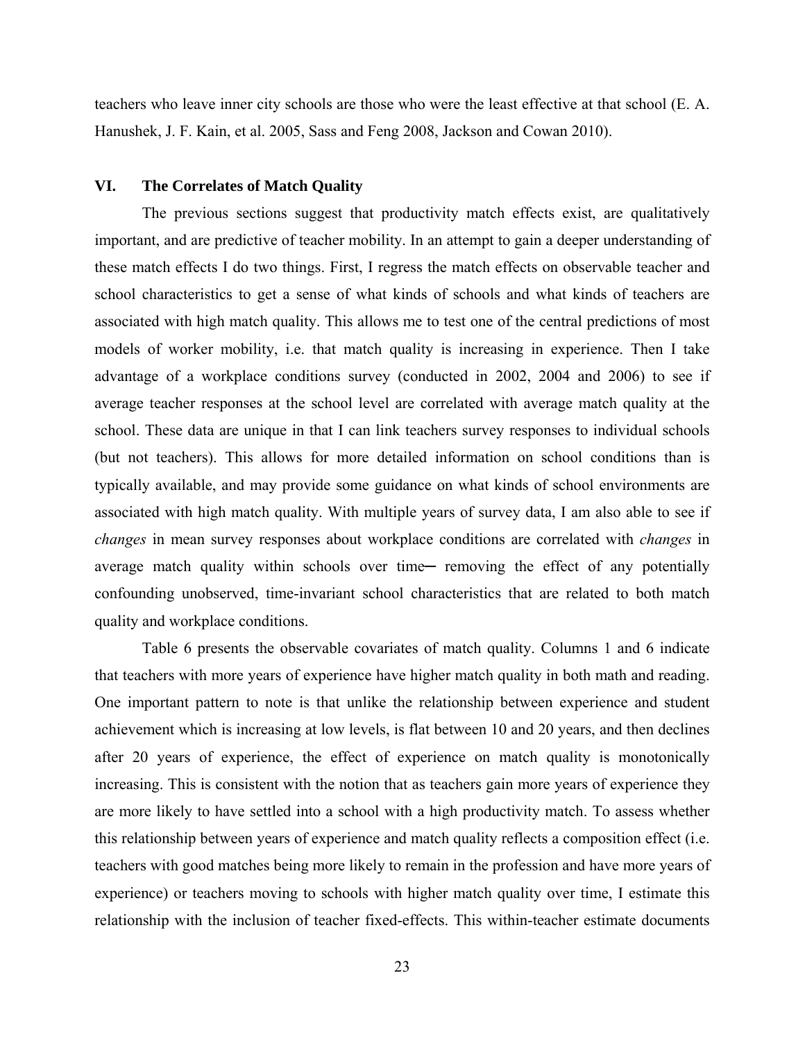teachers who leave inner city schools are those who were the least effective at that school (E. A. Hanushek, J. F. Kain, et al. 2005, Sass and Feng 2008, Jackson and Cowan 2010).

## VI. The Correlates of Match Quality

The previous sections suggest that productivity match effects exist, are qualitatively important, and are predictive of teacher mobility. In an attempt to gain a deeper understanding of these match effects I do two things. First, I regress the match effects on observable teacher and school characteristics to get a sense of what kinds of schools and what kinds of teachers are associated with high match quality. This allows me to test one of the central predictions of most models of worker mobility, i.e. that match quality is increasing in experience. Then I take advantage of a workplace conditions survey (conducted in 2002, 2004 and 2006) to see if average teacher responses at the school level are correlated with average match quality at the school. These data are unique in that I can link teachers survey responses to individual schools (but not teachers). This allows for more detailed information on school conditions than is typically available, and may provide some guidance on what kinds of school environments are associated with high match quality. With multiple years of survey data, I am also able to see if *changes* in mean survey responses about workplace conditions are correlated with *changes* in average match quality within schools over time─ removing the effect of any potentially confounding unobserved, time-invariant school characteristics that are related to both match quality and workplace conditions.

Table 6 presents the observable covariates of match quality. Columns 1 and 6 indicate that teachers with more years of experience have higher match quality in both math and reading. One important pattern to note is that unlike the relationship between experience and student achievement which is increasing at low levels, is flat between 10 and 20 years, and then declines after 20 years of experience, the effect of experience on match quality is monotonically increasing. This is consistent with the notion that as teachers gain more years of experience they are more likely to have settled into a school with a high productivity match. To assess whether this relationship between years of experience and match quality reflects a composition effect (i.e. teachers with good matches being more likely to remain in the profession and have more years of experience) or teachers moving to schools with higher match quality over time, I estimate this relationship with the inclusion of teacher fixed-effects. This within-teacher estimate documents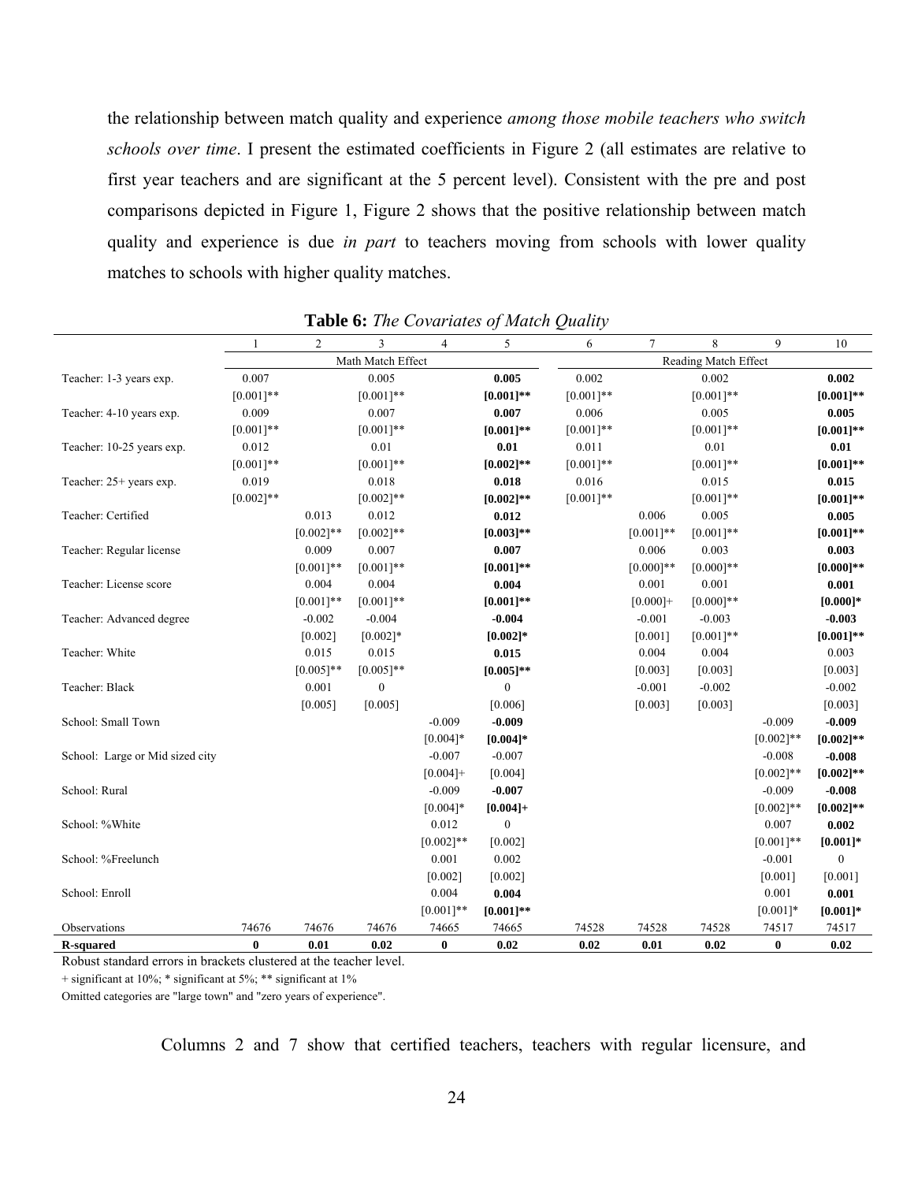the relationship between match quality and experience *among those mobile teachers who switch schools over time*. I present the estimated coefficients in Figure 2 (all estimates are relative to first year teachers and are significant at the 5 percent level). Consistent with the pre and post comparisons depicted in Figure 1, Figure 2 shows that the positive relationship between match quality and experience is due *in part* to teachers moving from schools with lower quality matches to schools with higher quality matches.

**Table 6:** *The Covariates of Match Quality*

| | 1 | 2 | 3 | 4 | 5 | 6 | 7 | 8 | 9 | 10 |
|---|---|---|---|---|---|---|---|---|---|---|
| | Math Match Effect | | | | | Reading Match Effect | | | | |
| Teacher: 1-3 years exp. | 0.007 | | 0.005 | | **0.005** | 0.002 | | 0.002 | | **0.002** |
| | [0.001]** | | [0.001]** | | **[0.001]**** | [0.001]** | | [0.001]** | | **[0.001]**** |
| Teacher: 4-10 years exp. | 0.009 | | 0.007 | | **0.007** | 0.006 | | 0.005 | | **0.005** |
| | [0.001]** | | [0.001]** | | **[0.001]**** | [0.001]** | | [0.001]** | | **[0.001]**** |
| Teacher: 10-25 years exp. | 0.012 | | 0.01 | | **0.01** | 0.011 | | 0.01 | | **0.01** |
| | [0.001]** | | [0.001]** | | **[0.002]**** | [0.001]** | | [0.001]** | | **[0.001]**** |
| Teacher: 25+ years exp. | 0.019 | | 0.018 | | **0.018** | 0.016 | | 0.015 | | **0.015** |
| | [0.002]** | | [0.002]** | | **[0.002]**** | [0.001]** | | [0.001]** | | **[0.001]**** |
| Teacher: Certified | | 0.013 | 0.012 | | **0.012** | | 0.006 | 0.005 | | **0.005** |
| | | [0.002]** | [0.002]** | | **[0.003]**** | | [0.001]** | [0.001]** | | **[0.001]**** |
| Teacher: Regular license | | 0.009 | 0.007 | | **0.007** | | 0.006 | 0.003 | | **0.003** |
| | | [0.001]** | [0.001]** | | **[0.001]**** | | [0.000]** | [0.000]** | | **[0.000]**** |
| Teacher: License score | | 0.004 | 0.004 | | **0.004** | | 0.001 | 0.001 | | **0.001** |
| | | [0.001]** | [0.001]** | | **[0.001]**** | | [0.000]+ | [0.000]** | | **[0.000]*** |
| Teacher: Advanced degree | | -0.002 | -0.004 | | **-0.004** | | -0.001 | -0.003 | | **-0.003** |
| | | [0.002] | [0.002]* | | **[0.002]*** | | [0.001] | [0.001]** | | **[0.001]**** |
| Teacher: White | | 0.015 | 0.015 | | **0.015** | | 0.004 | 0.004 | | 0.003 |
| | | [0.005]** | [0.005]** | | **[0.005]**** | | [0.003] | [0.003] | | [0.003] |
| Teacher: Black | | 0.001 | 0 | | 0 | | -0.001 | -0.002 | | -0.002 |
| | | [0.005] | [0.005] | | [0.006] | | [0.003] | [0.003] | | [0.003] |
| School: Small Town | | | | -0.009 | **-0.009** | | | | -0.009 | **-0.009** |
| | | | | [0.004]* | **[0.004]*** | | | | [0.002]** | **[0.002]**** |
| School: Large or Mid sized city | | | | -0.007 | -0.007 | | | | -0.008 | **-0.008** |
| | | | | [0.004]+ | [0.004] | | | | [0.002]** | **[0.002]**** |
| School: Rural | | | | -0.009 | **-0.007** | | | | -0.009 | **-0.008** |
| | | | | [0.004]* | **[0.004]+** | | | | [0.002]** | **[0.002]**** |
| School: %White | | | | 0.012 | 0 | | | | 0.007 | **0.002** |
| | | | | [0.002]** | [0.002] | | | | [0.001]** | **[0.001]*** |
| School: %Freelunch | | | | 0.001 | 0.002 | | | | -0.001 | 0 |
| | | | | [0.002] | [0.002] | | | | [0.001] | [0.001] |
| School: Enroll | | | | 0.004 | **0.004** | | | | 0.001 | **0.001** |
| | | | | [0.001]** | **[0.001]**** | | | | [0.001]* | **[0.001]*** |
| Observations | 74676 | 74676 | 74676 | 74665 | 74665 | 74528 | 74528 | 74528 | 74517 | 74517 |
| **R-squared** | **0** | **0.01** | **0.02** | **0** | **0.02** | **0.02** | **0.01** | **0.02** | **0** | **0.02** |

Robust standard errors in brackets clustered at the teacher level.

+ significant at 10%; * significant at 5%; ** significant at 1%

Omitted categories are "large town" and "zero years of experience".

Columns 2 and 7 show that certified teachers, teachers with regular licensure, and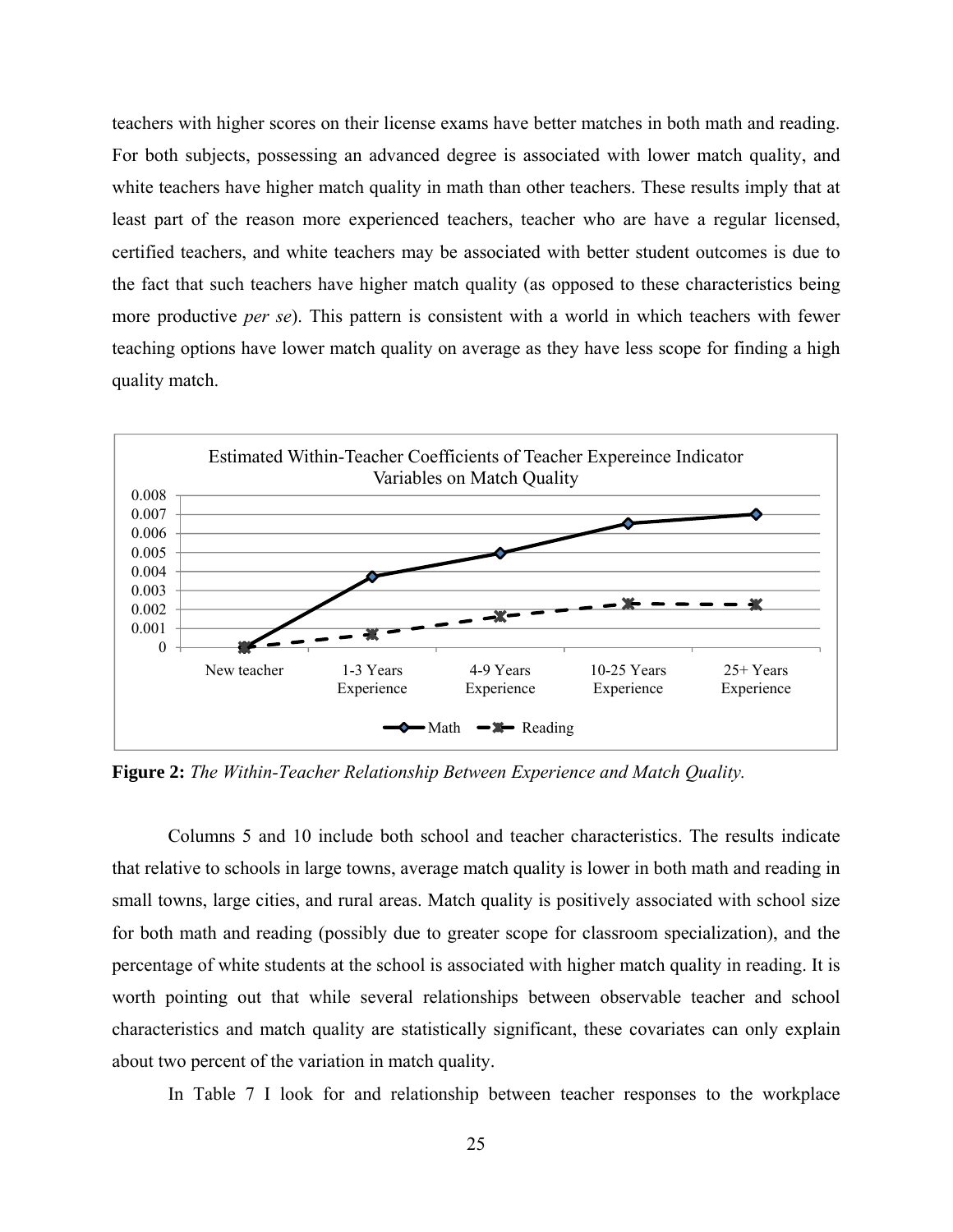teachers with higher scores on their license exams have better matches in both math and reading. For both subjects, possessing an advanced degree is associated with lower match quality, and white teachers have higher match quality in math than other teachers. These results imply that at least part of the reason more experienced teachers, teacher who are have a regular licensed, certified teachers, and white teachers may be associated with better student outcomes is due to the fact that such teachers have higher match quality (as opposed to these characteristics being more productive *per se*). This pattern is consistent with a world in which teachers with fewer teaching options have lower match quality on average as they have less scope for finding a high quality match.

**Figure 2:** *The Within-Teacher Relationship Between Experience and Match Quality.*

Columns 5 and 10 include both school and teacher characteristics. The results indicate that relative to schools in large towns, average match quality is lower in both math and reading in small towns, large cities, and rural areas. Match quality is positively associated with school size for both math and reading (possibly due to greater scope for classroom specialization), and the percentage of white students at the school is associated with higher match quality in reading. It is worth pointing out that while several relationships between observable teacher and school characteristics and match quality are statistically significant, these covariates can only explain about two percent of the variation in match quality.

In Table 7 I look for and relationship between teacher responses to the workplace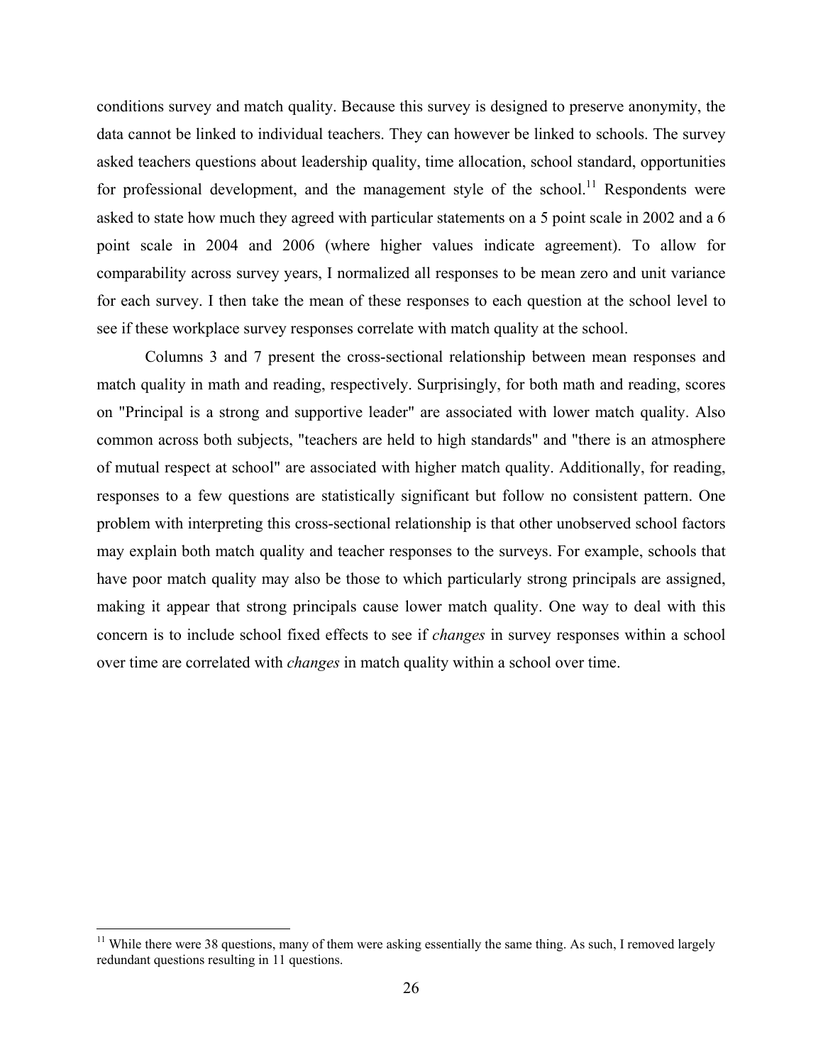conditions survey and match quality. Because this survey is designed to preserve anonymity, the data cannot be linked to individual teachers. They can however be linked to schools. The survey asked teachers questions about leadership quality, time allocation, school standard, opportunities for professional development, and the management style of the school.[11] Respondents were asked to state how much they agreed with particular statements on a 5 point scale in 2002 and a 6 point scale in 2004 and 2006 (where higher values indicate agreement). To allow for comparability across survey years, I normalized all responses to be mean zero and unit variance for each survey. I then take the mean of these responses to each question at the school level to see if these workplace survey responses correlate with match quality at the school.

Columns 3 and 7 present the cross-sectional relationship between mean responses and match quality in math and reading, respectively. Surprisingly, for both math and reading, scores on "Principal is a strong and supportive leader" are associated with lower match quality. Also common across both subjects, "teachers are held to high standards" and "there is an atmosphere of mutual respect at school" are associated with higher match quality. Additionally, for reading, responses to a few questions are statistically significant but follow no consistent pattern. One problem with interpreting this cross-sectional relationship is that other unobserved school factors may explain both match quality and teacher responses to the surveys. For example, schools that have poor match quality may also be those to which particularly strong principals are assigned, making it appear that strong principals cause lower match quality. One way to deal with this concern is to include school fixed effects to see if *changes* in survey responses within a school over time are correlated with *changes* in match quality within a school over time.

[11] While there were 38 questions, many of them were asking essentially the same thing. As such, I removed largely redundant questions resulting in 11 questions.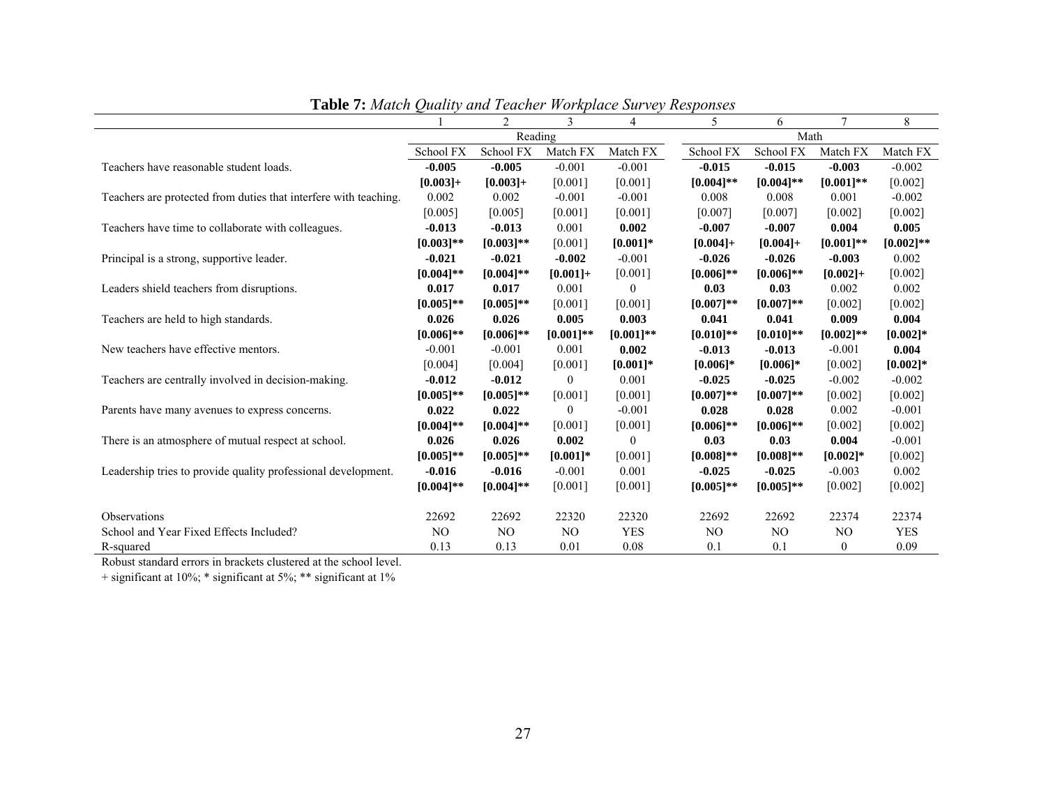**Table 7:** *Match Quality and Teacher Workplace Survey Responses*

| | 1 | 2 | 3 | 4 | 5 | 6 | 7 | 8 |
|---|---|---|---|---|---|---|---|---|
| | Reading | | | | Math | | | |
| | School FX | School FX | Match FX | Match FX | School FX | School FX | Match FX | Match FX |
| Teachers have reasonable student loads. | **-0.005** | **-0.005** | -0.001 | -0.001 | **-0.015** | **-0.015** | **-0.003** | -0.002 |
| | **[0.003]+** | **[0.003]+** | [0.001] | [0.001] | **[0.004]\*\*** | **[0.004]\*\*** | **[0.001]\*\*** | [0.002] |
| Teachers are protected from duties that interfere with teaching. | 0.002 | 0.002 | -0.001 | -0.001 | 0.008 | 0.008 | 0.001 | -0.002 |
| | [0.005] | [0.005] | [0.001] | [0.001] | [0.007] | [0.007] | [0.002] | [0.002] |
| Teachers have time to collaborate with colleagues. | **-0.013** | **-0.013** | 0.001 | **0.002** | **-0.007** | **-0.007** | **0.004** | **0.005** |
| | **[0.003]\*\*** | **[0.003]\*\*** | [0.001] | **[0.001]\*** | **[0.004]+** | **[0.004]+** | **[0.001]\*\*** | **[0.002]\*\*** |
| Principal is a strong, supportive leader. | **-0.021** | **-0.021** | **-0.002** | -0.001 | **-0.026** | **-0.026** | **-0.003** | 0.002 |
| | **[0.004]\*\*** | **[0.004]\*\*** | **[0.001]+** | [0.001] | **[0.006]\*\*** | **[0.006]\*\*** | **[0.002]+** | [0.002] |
| Leaders shield teachers from disruptions. | **0.017** | **0.017** | 0.001 | 0 | **0.03** | **0.03** | 0.002 | 0.002 |
| | **[0.005]\*\*** | **[0.005]\*\*** | [0.001] | [0.001] | **[0.007]\*\*** | **[0.007]\*\*** | [0.002] | [0.002] |
| Teachers are held to high standards. | **0.026** | **0.026** | **0.005** | **0.003** | **0.041** | **0.041** | **0.009** | **0.004** |
| | **[0.006]\*\*** | **[0.006]\*\*** | **[0.001]\*\*** | **[0.001]\*\*** | **[0.010]\*\*** | **[0.010]\*\*** | **[0.002]\*\*** | **[0.002]\*** |
| New teachers have effective mentors. | -0.001 | -0.001 | 0.001 | **0.002** | **-0.013** | **-0.013** | -0.001 | **0.004** |
| | [0.004] | [0.004] | [0.001] | **[0.001]\*** | **[0.006]\*** | **[0.006]\*** | [0.002] | **[0.002]\*** |
| Teachers are centrally involved in decision-making. | **-0.012** | **-0.012** | 0 | 0.001 | **-0.025** | **-0.025** | -0.002 | -0.002 |
| | **[0.005]\*\*** | **[0.005]\*\*** | [0.001] | [0.001] | **[0.007]\*\*** | **[0.007]\*\*** | [0.002] | [0.002] |
| Parents have many avenues to express concerns. | **0.022** | **0.022** | 0 | -0.001 | **0.028** | **0.028** | 0.002 | -0.001 |
| | **[0.004]\*\*** | **[0.004]\*\*** | [0.001] | [0.001] | **[0.006]\*\*** | **[0.006]\*\*** | [0.002] | [0.002] |
| There is an atmosphere of mutual respect at school. | **0.026** | **0.026** | **0.002** | 0 | **0.03** | **0.03** | **0.004** | -0.001 |
| | **[0.005]\*\*** | **[0.005]\*\*** | **[0.001]\*** | [0.001] | **[0.008]\*\*** | **[0.008]\*\*** | **[0.002]\*** | [0.002] |
| Leadership tries to provide quality professional development. | **-0.016** | **-0.016** | -0.001 | 0.001 | **-0.025** | **-0.025** | -0.003 | 0.002 |
| | **[0.004]\*\*** | **[0.004]\*\*** | [0.001] | [0.001] | **[0.005]\*\*** | **[0.005]\*\*** | [0.002] | [0.002] |
| Observations | 22692 | 22692 | 22320 | 22320 | 22692 | 22692 | 22374 | 22374 |
| School and Year Fixed Effects Included? | NO | NO | NO | YES | NO | NO | NO | YES |
| R-squared | 0.13 | 0.13 | 0.01 | 0.08 | 0.1 | 0.1 | 0 | 0.09 |

Robust standard errors in brackets clustered at the school level.

+ significant at 10%; * significant at 5%; ** significant at 1%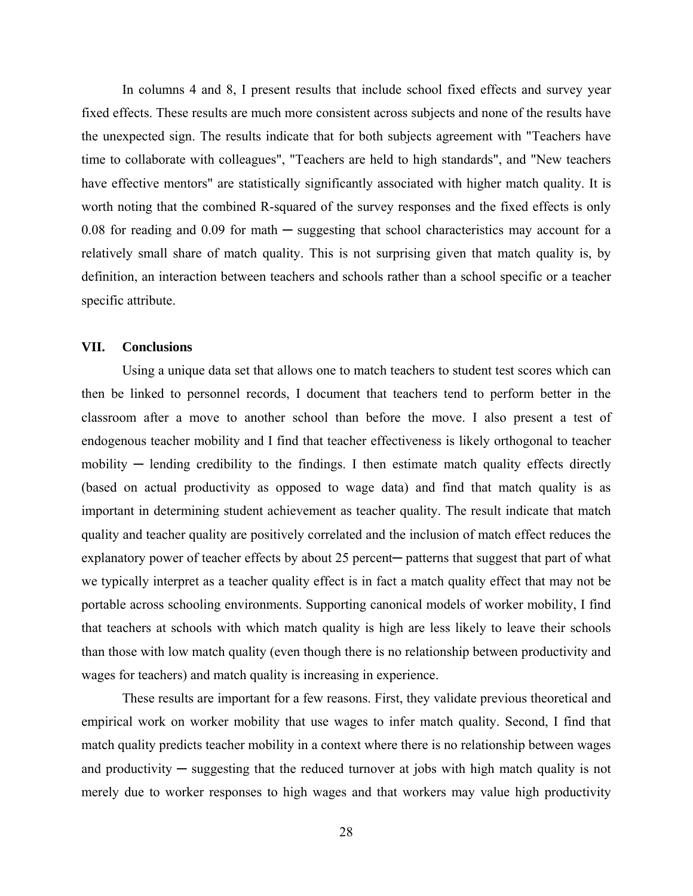In columns 4 and 8, I present results that include school fixed effects and survey year fixed effects. These results are much more consistent across subjects and none of the results have the unexpected sign. The results indicate that for both subjects agreement with "Teachers have time to collaborate with colleagues", "Teachers are held to high standards", and "New teachers have effective mentors" are statistically significantly associated with higher match quality. It is worth noting that the combined R-squared of the survey responses and the fixed effects is only 0.08 for reading and 0.09 for math ─ suggesting that school characteristics may account for a relatively small share of match quality. This is not surprising given that match quality is, by definition, an interaction between teachers and schools rather than a school specific or a teacher specific attribute.

## VII. Conclusions

Using a unique data set that allows one to match teachers to student test scores which can then be linked to personnel records, I document that teachers tend to perform better in the classroom after a move to another school than before the move. I also present a test of endogenous teacher mobility and I find that teacher effectiveness is likely orthogonal to teacher mobility ─ lending credibility to the findings. I then estimate match quality effects directly (based on actual productivity as opposed to wage data) and find that match quality is as important in determining student achievement as teacher quality. The result indicate that match quality and teacher quality are positively correlated and the inclusion of match effect reduces the explanatory power of teacher effects by about 25 percent─ patterns that suggest that part of what we typically interpret as a teacher quality effect is in fact a match quality effect that may not be portable across schooling environments. Supporting canonical models of worker mobility, I find that teachers at schools with which match quality is high are less likely to leave their schools than those with low match quality (even though there is no relationship between productivity and wages for teachers) and match quality is increasing in experience.

These results are important for a few reasons. First, they validate previous theoretical and empirical work on worker mobility that use wages to infer match quality. Second, I find that match quality predicts teacher mobility in a context where there is no relationship between wages and productivity ─ suggesting that the reduced turnover at jobs with high match quality is not merely due to worker responses to high wages and that workers may value high productivity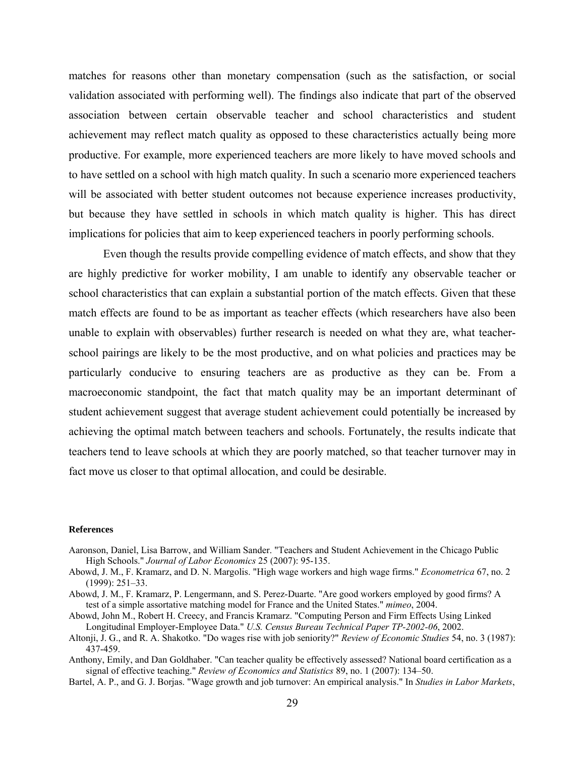matches for reasons other than monetary compensation (such as the satisfaction, or social validation associated with performing well). The findings also indicate that part of the observed association between certain observable teacher and school characteristics and student achievement may reflect match quality as opposed to these characteristics actually being more productive. For example, more experienced teachers are more likely to have moved schools and to have settled on a school with high match quality. In such a scenario more experienced teachers will be associated with better student outcomes not because experience increases productivity, but because they have settled in schools in which match quality is higher. This has direct implications for policies that aim to keep experienced teachers in poorly performing schools.

Even though the results provide compelling evidence of match effects, and show that they are highly predictive for worker mobility, I am unable to identify any observable teacher or school characteristics that can explain a substantial portion of the match effects. Given that these match effects are found to be as important as teacher effects (which researchers have also been unable to explain with observables) further research is needed on what they are, what teacher-school pairings are likely to be the most productive, and on what policies and practices may be particularly conducive to ensuring teachers are as productive as they can be. From a macroeconomic standpoint, the fact that match quality may be an important determinant of student achievement suggest that average student achievement could potentially be increased by achieving the optimal match between teachers and schools. Fortunately, the results indicate that teachers tend to leave schools at which they are poorly matched, so that teacher turnover may in fact move us closer to that optimal allocation, and could be desirable.

**References**

Aaronson, Daniel, Lisa Barrow, and William Sander. "Teachers and Student Achievement in the Chicago Public High Schools." *Journal of Labor Economics* 25 (2007): 95-135.

Abowd, J. M., F. Kramarz, and D. N. Margolis. "High wage workers and high wage firms." *Econometrica* 67, no. 2 (1999): 251–33.

Abowd, J. M., F. Kramarz, P. Lengermann, and S. Perez-Duarte. "Are good workers employed by good firms? A test of a simple assortative matching model for France and the United States." *mimeo*, 2004.

Abowd, John M., Robert H. Creecy, and Francis Kramarz. "Computing Person and Firm Effects Using Linked Longitudinal Employer-Employee Data." *U.S. Census Bureau Technical Paper TP-2002-06*, 2002.

Altonji, J. G., and R. A. Shakotko. "Do wages rise with job seniority?" *Review of Economic Studies* 54, no. 3 (1987): 437-459.

Anthony, Emily, and Dan Goldhaber. "Can teacher quality be effectively assessed? National board certification as a signal of effective teaching." *Review of Economics and Statistics* 89, no. 1 (2007): 134–50.

Bartel, A. P., and G. J. Borjas. "Wage growth and job turnover: An empirical analysis." In *Studies in Labor Markets*,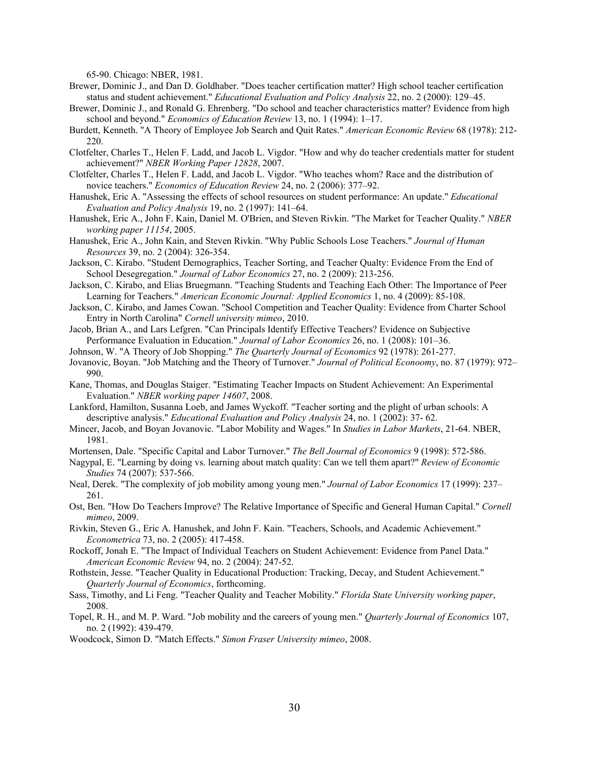65-90. Chicago: NBER, 1981.

Brewer, Dominic J., and Dan D. Goldhaber. "Does teacher certification matter? High school teacher certification status and student achievement." *Educational Evaluation and Policy Analysis* 22, no. 2 (2000): 129–45.

Brewer, Dominic J., and Ronald G. Ehrenberg. "Do school and teacher characteristics matter? Evidence from high school and beyond." *Economics of Education Review* 13, no. 1 (1994): 1–17.

Burdett, Kenneth. "A Theory of Employee Job Search and Quit Rates." *American Economic Review* 68 (1978): 212-220.

Clotfelter, Charles T., Helen F. Ladd, and Jacob L. Vigdor. "How and why do teacher credentials matter for student achievement?" *NBER Working Paper 12828*, 2007.

Clotfelter, Charles T., Helen F. Ladd, and Jacob L. Vigdor. "Who teaches whom? Race and the distribution of novice teachers." *Economics of Education Review* 24, no. 2 (2006): 377–92.

Hanushek, Eric A. "Assessing the effects of school resources on student performance: An update." *Educational Evaluation and Policy Analysis* 19, no. 2 (1997): 141–64.

Hanushek, Eric A., John F. Kain, Daniel M. O'Brien, and Steven Rivkin. "The Market for Teacher Quality." *NBER working paper 11154*, 2005.

Hanushek, Eric A., John Kain, and Steven Rivkin. "Why Public Schools Lose Teachers." *Journal of Human Resources* 39, no. 2 (2004): 326-354.

Jackson, C. Kirabo. "Student Demographics, Teacher Sorting, and Teacher Qualty: Evidence From the End of School Desegregation." *Journal of Labor Economics* 27, no. 2 (2009): 213-256.

Jackson, C. Kirabo, and Elias Bruegmann. "Teaching Students and Teaching Each Other: The Importance of Peer Learning for Teachers." *American Economic Journal: Applied Economics* 1, no. 4 (2009): 85-108.

Jackson, C. Kirabo, and James Cowan. "School Competition and Teacher Quality: Evidence from Charter School Entry in North Carolina" *Cornell university mimeo*, 2010.

Jacob, Brian A., and Lars Lefgren. "Can Principals Identify Effective Teachers? Evidence on Subjective Performance Evaluation in Education." *Journal of Labor Economics* 26, no. 1 (2008): 101–36.

Johnson, W. "A Theory of Job Shopping." *The Quarterly Journal of Economics* 92 (1978): 261-277.

Jovanovic, Boyan. "Job Matching and the Theory of Turnover." *Journal of Political Econoomy*, no. 87 (1979): 972–990.

Kane, Thomas, and Douglas Staiger. "Estimating Teacher Impacts on Student Achievement: An Experimental Evaluation." *NBER working paper 14607*, 2008.

Lankford, Hamilton, Susanna Loeb, and James Wyckoff. "Teacher sorting and the plight of urban schools: A descriptive analysis." *Educational Evaluation and Policy Analysis* 24, no. 1 (2002): 37- 62.

Mincer, Jacob, and Boyan Jovanovic. "Labor Mobility and Wages." In *Studies in Labor Markets*, 21-64. NBER, 1981.

Mortensen, Dale. "Specific Capital and Labor Turnover." *The Bell Journal of Economics* 9 (1998): 572-586.

Nagypal, E. "Learning by doing vs. learning about match quality: Can we tell them apart?" *Review of Economic Studies* 74 (2007): 537-566.

Neal, Derek. "The complexity of job mobility among young men." *Journal of Labor Economics* 17 (1999): 237–261.

Ost, Ben. "How Do Teachers Improve? The Relative Importance of Specific and General Human Capital." *Cornell mimeo*, 2009.

Rivkin, Steven G., Eric A. Hanushek, and John F. Kain. "Teachers, Schools, and Academic Achievement." *Econometrica* 73, no. 2 (2005): 417-458.

Rockoff, Jonah E. "The Impact of Individual Teachers on Student Achievement: Evidence from Panel Data." *American Economic Review* 94, no. 2 (2004): 247-52.

Rothstein, Jesse. "Teacher Quality in Educational Production: Tracking, Decay, and Student Achievement." *Quarterly Journal of Economics*, forthcoming.

Sass, Timothy, and Li Feng. "Teacher Quality and Teacher Mobility." *Florida State University working paper*, 2008.

Topel, R. H., and M. P. Ward. "Job mobility and the careers of young men." *Quarterly Journal of Economics* 107, no. 2 (1992): 439-479.

Woodcock, Simon D. "Match Effects." *Simon Fraser University mimeo*, 2008.